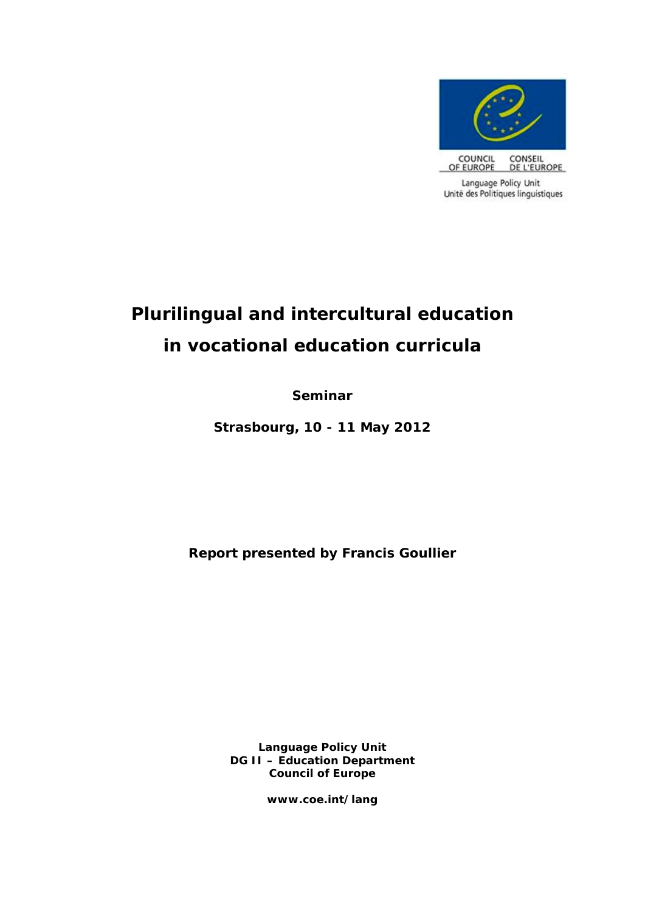COUNCIL OF EUROPE CONSEIL DE L'EUROPE

Language Policy Unit
Unité des Politiques linguistiques

# Plurilingual and intercultural education in vocational education curricula

**Seminar**

**Strasbourg, 10 - 11 May 2012**

**Report presented by Francis Goullier**

**Language Policy Unit**
**DG II – Education Department**
**Council of Europe**

**www.coe.int/lang**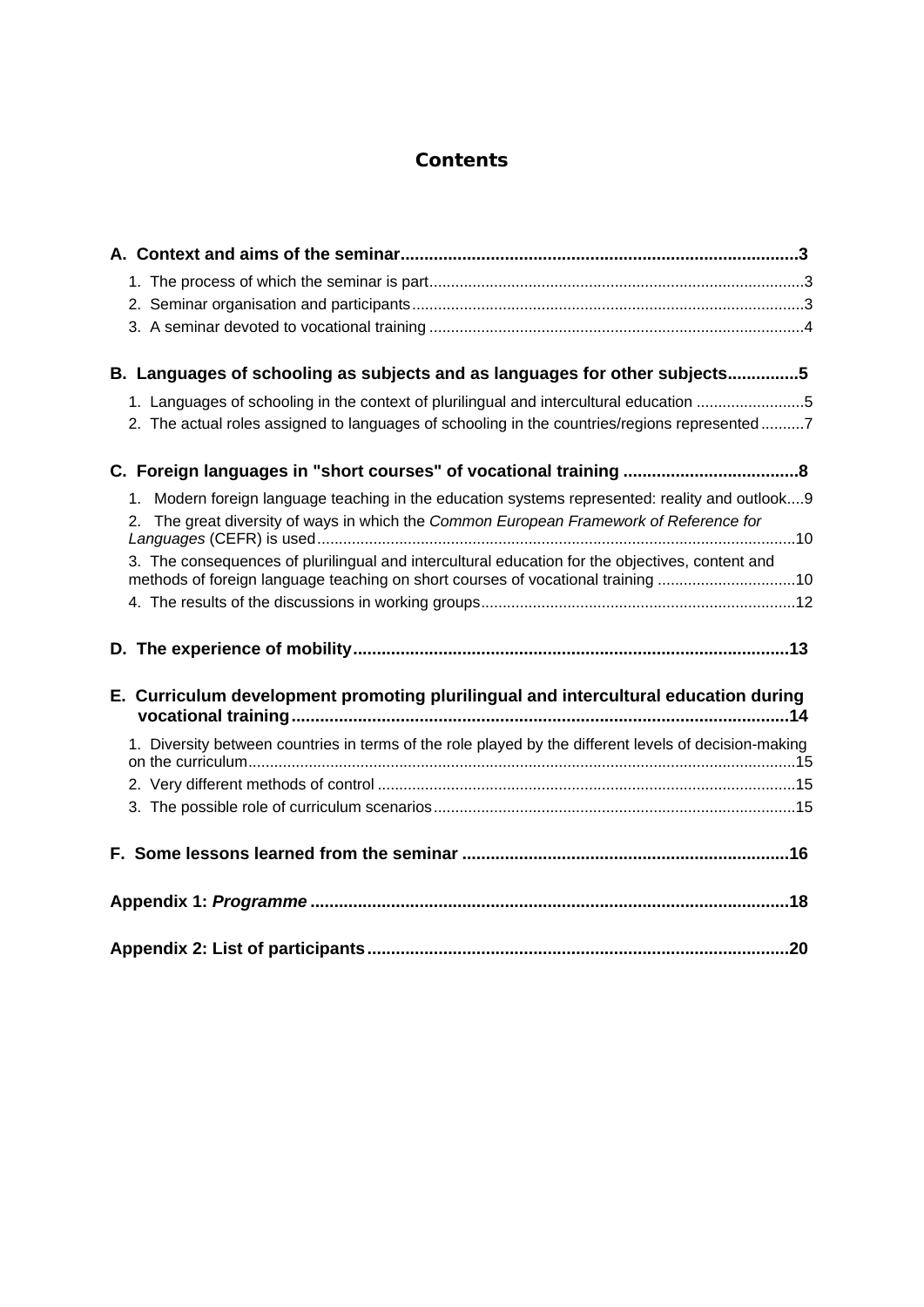# Contents

**A. Context and aims of the seminar....................................................................................3**

1. The process of which the seminar is part.....................................................................................3
2. Seminar organisation and participants.........................................................................................3
3. A seminar devoted to vocational training .....................................................................................4

**B. Languages of schooling as subjects and as languages for other subjects..............5**

1. Languages of schooling in the context of plurilingual and intercultural education .........................5
2. The actual roles assigned to languages of schooling in the countries/regions represented..........7

**C. Foreign languages in "short courses" of vocational training .....................................8**

1. Modern foreign language teaching in the education systems represented: reality and outlook....9
2. The great diversity of ways in which the *Common European Framework of Reference for Languages* (CEFR) is used.............................................................................................................10
3. The consequences of plurilingual and intercultural education for the objectives, content and methods of foreign language teaching on short courses of vocational training ................................10
4. The results of the discussions in working groups.........................................................................12

**D. The experience of mobility..........................................................................................13**

**E. Curriculum development promoting plurilingual and intercultural education during vocational training........................................................................................................14**

1. Diversity between countries in terms of the role played by the different levels of decision-making on the curriculum..............................................................................................................15
2. Very different methods of control ................................................................................................15
3. The possible role of curriculum scenarios...................................................................................15

**F. Some lessons learned from the seminar ....................................................................16**

**Appendix 1: *Programme* ....................................................................................................18**

**Appendix 2: List of participants.........................................................................................20**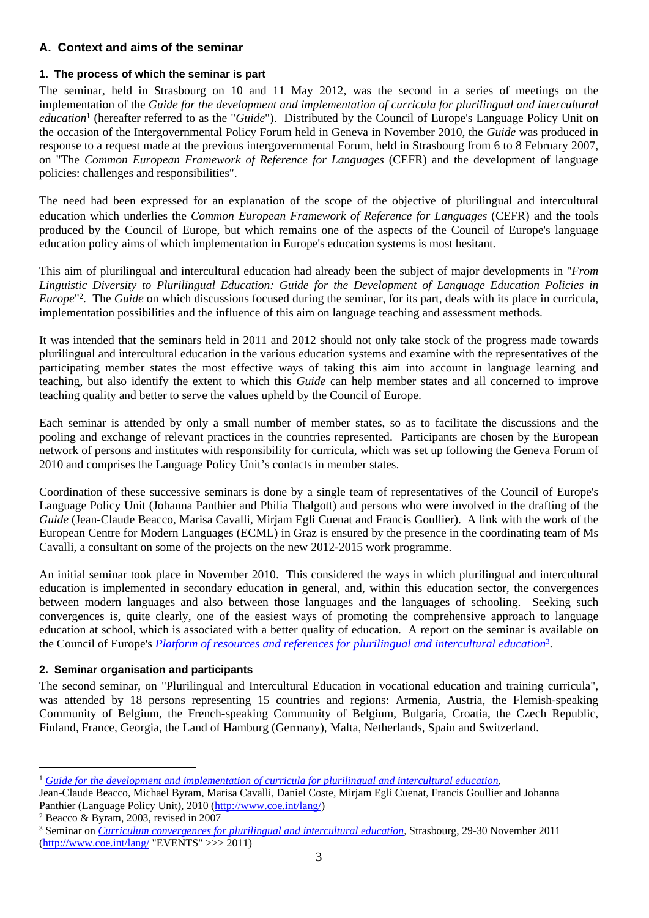## A. Context and aims of the seminar

### 1. The process of which the seminar is part

The seminar, held in Strasbourg on 10 and 11 May 2012, was the second in a series of meetings on the implementation of the *Guide for the development and implementation of curricula for plurilingual and intercultural education*[1] (hereafter referred to as the "*Guide*"). Distributed by the Council of Europe's Language Policy Unit on the occasion of the Intergovernmental Policy Forum held in Geneva in November 2010, the *Guide* was produced in response to a request made at the previous intergovernmental Forum, held in Strasbourg from 6 to 8 February 2007, on "The *Common European Framework of Reference for Languages* (CEFR) and the development of language policies: challenges and responsibilities".

The need had been expressed for an explanation of the scope of the objective of plurilingual and intercultural education which underlies the *Common European Framework of Reference for Languages* (CEFR) and the tools produced by the Council of Europe, but which remains one of the aspects of the Council of Europe's language education policy aims of which implementation in Europe's education systems is most hesitant.

This aim of plurilingual and intercultural education had already been the subject of major developments in "*From Linguistic Diversity to Plurilingual Education: Guide for the Development of Language Education Policies in Europe*"[2]. The *Guide* on which discussions focused during the seminar, for its part, deals with its place in curricula, implementation possibilities and the influence of this aim on language teaching and assessment methods.

It was intended that the seminars held in 2011 and 2012 should not only take stock of the progress made towards plurilingual and intercultural education in the various education systems and examine with the representatives of the participating member states the most effective ways of taking this aim into account in language learning and teaching, but also identify the extent to which this *Guide* can help member states and all concerned to improve teaching quality and better to serve the values upheld by the Council of Europe.

Each seminar is attended by only a small number of member states, so as to facilitate the discussions and the pooling and exchange of relevant practices in the countries represented. Participants are chosen by the European network of persons and institutes with responsibility for curricula, which was set up following the Geneva Forum of 2010 and comprises the Language Policy Unit's contacts in member states.

Coordination of these successive seminars is done by a single team of representatives of the Council of Europe's Language Policy Unit (Johanna Panthier and Philia Thalgott) and persons who were involved in the drafting of the *Guide* (Jean-Claude Beacco, Marisa Cavalli, Mirjam Egli Cuenat and Francis Goullier). A link with the work of the European Centre for Modern Languages (ECML) in Graz is ensured by the presence in the coordinating team of Ms Cavalli, a consultant on some of the projects on the new 2012-2015 work programme.

An initial seminar took place in November 2010. This considered the ways in which plurilingual and intercultural education is implemented in secondary education in general, and, within this education sector, the convergences between modern languages and also between those languages and the languages of schooling. Seeking such convergences is, quite clearly, one of the easiest ways of promoting the comprehensive approach to language education at school, which is associated with a better quality of education. A report on the seminar is available on the Council of Europe's *Platform of resources and references for plurilingual and intercultural education*[3].

### 2. Seminar organisation and participants

The second seminar, on "Plurilingual and Intercultural Education in vocational education and training curricula", was attended by 18 persons representing 15 countries and regions: Armenia, Austria, the Flemish-speaking Community of Belgium, the French-speaking Community of Belgium, Bulgaria, Croatia, the Czech Republic, Finland, France, Georgia, the Land of Hamburg (Germany), Malta, Netherlands, Spain and Switzerland.

---

[1] *Guide for the development and implementation of curricula for plurilingual and intercultural education*, Jean-Claude Beacco, Michael Byram, Marisa Cavalli, Daniel Coste, Mirjam Egli Cuenat, Francis Goullier and Johanna Panthier (Language Policy Unit), 2010 (http://www.coe.int/lang/)

[2] Beacco & Byram, 2003, revised in 2007

[3] Seminar on *Curriculum convergences for plurilingual and intercultural education*, Strasbourg, 29-30 November 2011 (http://www.coe.int/lang/ "EVENTS" >>> 2011)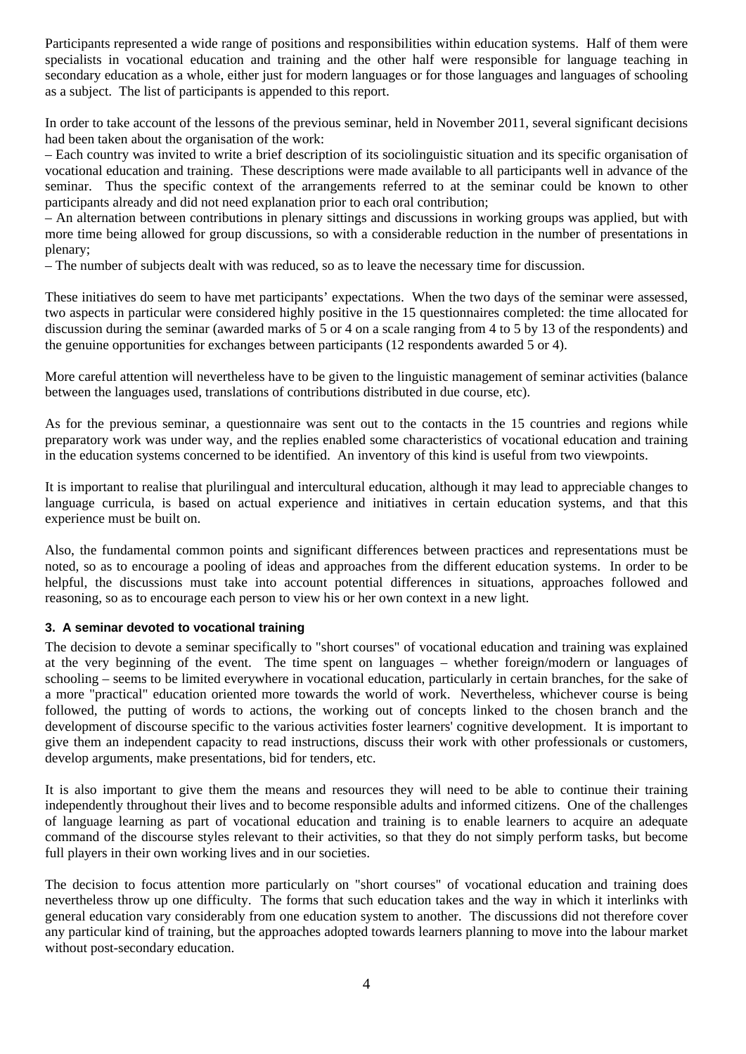Participants represented a wide range of positions and responsibilities within education systems. Half of them were specialists in vocational education and training and the other half were responsible for language teaching in secondary education as a whole, either just for modern languages or for those languages and languages of schooling as a subject. The list of participants is appended to this report.

In order to take account of the lessons of the previous seminar, held in November 2011, several significant decisions had been taken about the organisation of the work:

– Each country was invited to write a brief description of its sociolinguistic situation and its specific organisation of vocational education and training. These descriptions were made available to all participants well in advance of the seminar. Thus the specific context of the arrangements referred to at the seminar could be known to other participants already and did not need explanation prior to each oral contribution;

– An alternation between contributions in plenary sittings and discussions in working groups was applied, but with more time being allowed for group discussions, so with a considerable reduction in the number of presentations in plenary;

– The number of subjects dealt with was reduced, so as to leave the necessary time for discussion.

These initiatives do seem to have met participants' expectations. When the two days of the seminar were assessed, two aspects in particular were considered highly positive in the 15 questionnaires completed: the time allocated for discussion during the seminar (awarded marks of 5 or 4 on a scale ranging from 4 to 5 by 13 of the respondents) and the genuine opportunities for exchanges between participants (12 respondents awarded 5 or 4).

More careful attention will nevertheless have to be given to the linguistic management of seminar activities (balance between the languages used, translations of contributions distributed in due course, etc).

As for the previous seminar, a questionnaire was sent out to the contacts in the 15 countries and regions while preparatory work was under way, and the replies enabled some characteristics of vocational education and training in the education systems concerned to be identified. An inventory of this kind is useful from two viewpoints.

It is important to realise that plurilingual and intercultural education, although it may lead to appreciable changes to language curricula, is based on actual experience and initiatives in certain education systems, and that this experience must be built on.

Also, the fundamental common points and significant differences between practices and representations must be noted, so as to encourage a pooling of ideas and approaches from the different education systems. In order to be helpful, the discussions must take into account potential differences in situations, approaches followed and reasoning, so as to encourage each person to view his or her own context in a new light.

### 3. A seminar devoted to vocational training

The decision to devote a seminar specifically to "short courses" of vocational education and training was explained at the very beginning of the event. The time spent on languages – whether foreign/modern or languages of schooling – seems to be limited everywhere in vocational education, particularly in certain branches, for the sake of a more "practical" education oriented more towards the world of work. Nevertheless, whichever course is being followed, the putting of words to actions, the working out of concepts linked to the chosen branch and the development of discourse specific to the various activities foster learners' cognitive development. It is important to give them an independent capacity to read instructions, discuss their work with other professionals or customers, develop arguments, make presentations, bid for tenders, etc.

It is also important to give them the means and resources they will need to be able to continue their training independently throughout their lives and to become responsible adults and informed citizens. One of the challenges of language learning as part of vocational education and training is to enable learners to acquire an adequate command of the discourse styles relevant to their activities, so that they do not simply perform tasks, but become full players in their own working lives and in our societies.

The decision to focus attention more particularly on "short courses" of vocational education and training does nevertheless throw up one difficulty. The forms that such education takes and the way in which it interlinks with general education vary considerably from one education system to another. The discussions did not therefore cover any particular kind of training, but the approaches adopted towards learners planning to move into the labour market without post-secondary education.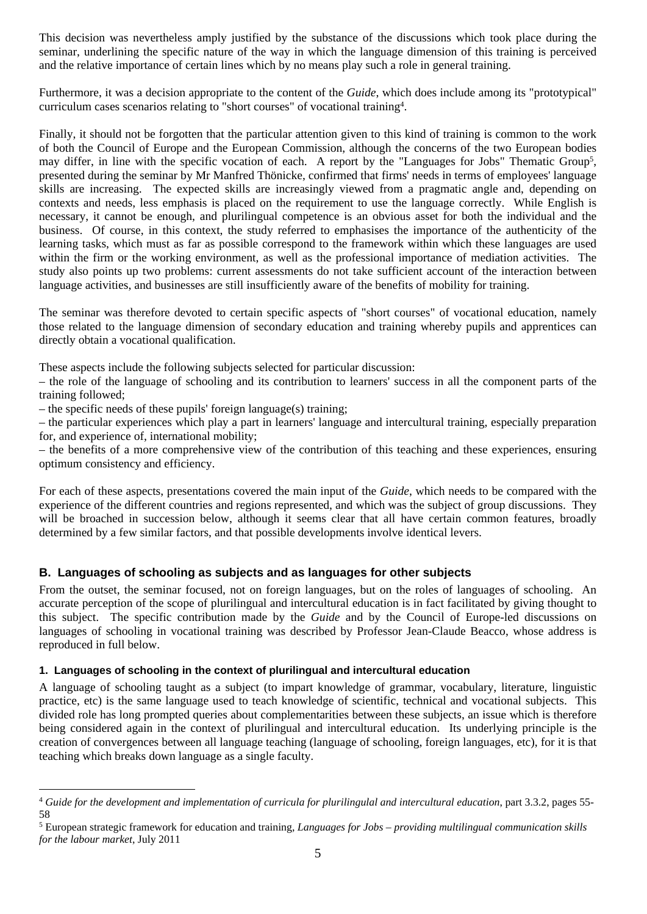This decision was nevertheless amply justified by the substance of the discussions which took place during the seminar, underlining the specific nature of the way in which the language dimension of this training is perceived and the relative importance of certain lines which by no means play such a role in general training.

Furthermore, it was a decision appropriate to the content of the *Guide*, which does include among its "prototypical" curriculum cases scenarios relating to "short courses" of vocational training[4].

Finally, it should not be forgotten that the particular attention given to this kind of training is common to the work of both the Council of Europe and the European Commission, although the concerns of the two European bodies may differ, in line with the specific vocation of each. A report by the "Languages for Jobs" Thematic Group[5], presented during the seminar by Mr Manfred Thönicke, confirmed that firms' needs in terms of employees' language skills are increasing. The expected skills are increasingly viewed from a pragmatic angle and, depending on contexts and needs, less emphasis is placed on the requirement to use the language correctly. While English is necessary, it cannot be enough, and plurilingual competence is an obvious asset for both the individual and the business. Of course, in this context, the study referred to emphasises the importance of the authenticity of the learning tasks, which must as far as possible correspond to the framework within which these languages are used within the firm or the working environment, as well as the professional importance of mediation activities. The study also points up two problems: current assessments do not take sufficient account of the interaction between language activities, and businesses are still insufficiently aware of the benefits of mobility for training.

The seminar was therefore devoted to certain specific aspects of "short courses" of vocational education, namely those related to the language dimension of secondary education and training whereby pupils and apprentices can directly obtain a vocational qualification.

These aspects include the following subjects selected for particular discussion:

– the role of the language of schooling and its contribution to learners' success in all the component parts of the training followed;

– the specific needs of these pupils' foreign language(s) training;

– the particular experiences which play a part in learners' language and intercultural training, especially preparation for, and experience of, international mobility;

– the benefits of a more comprehensive view of the contribution of this teaching and these experiences, ensuring optimum consistency and efficiency.

For each of these aspects, presentations covered the main input of the *Guide*, which needs to be compared with the experience of the different countries and regions represented, and which was the subject of group discussions. They will be broached in succession below, although it seems clear that all have certain common features, broadly determined by a few similar factors, and that possible developments involve identical levers.

## B. Languages of schooling as subjects and as languages for other subjects

From the outset, the seminar focused, not on foreign languages, but on the roles of languages of schooling. An accurate perception of the scope of plurilingual and intercultural education is in fact facilitated by giving thought to this subject. The specific contribution made by the *Guide* and by the Council of Europe-led discussions on languages of schooling in vocational training was described by Professor Jean-Claude Beacco, whose address is reproduced in full below.

### 1. Languages of schooling in the context of plurilingual and intercultural education

A language of schooling taught as a subject (to impart knowledge of grammar, vocabulary, literature, linguistic practice, etc) is the same language used to teach knowledge of scientific, technical and vocational subjects. This divided role has long prompted queries about complementarities between these subjects, an issue which is therefore being considered again in the context of plurilingual and intercultural education. Its underlying principle is the creation of convergences between all language teaching (language of schooling, foreign languages, etc), for it is that teaching which breaks down language as a single faculty.

---

[4] *Guide for the development and implementation of curricula for plurilingulal and intercultural education*, part 3.3.2, pages 55-58

[5] European strategic framework for education and training, *Languages for Jobs – providing multilingual communication skills for the labour market*, July 2011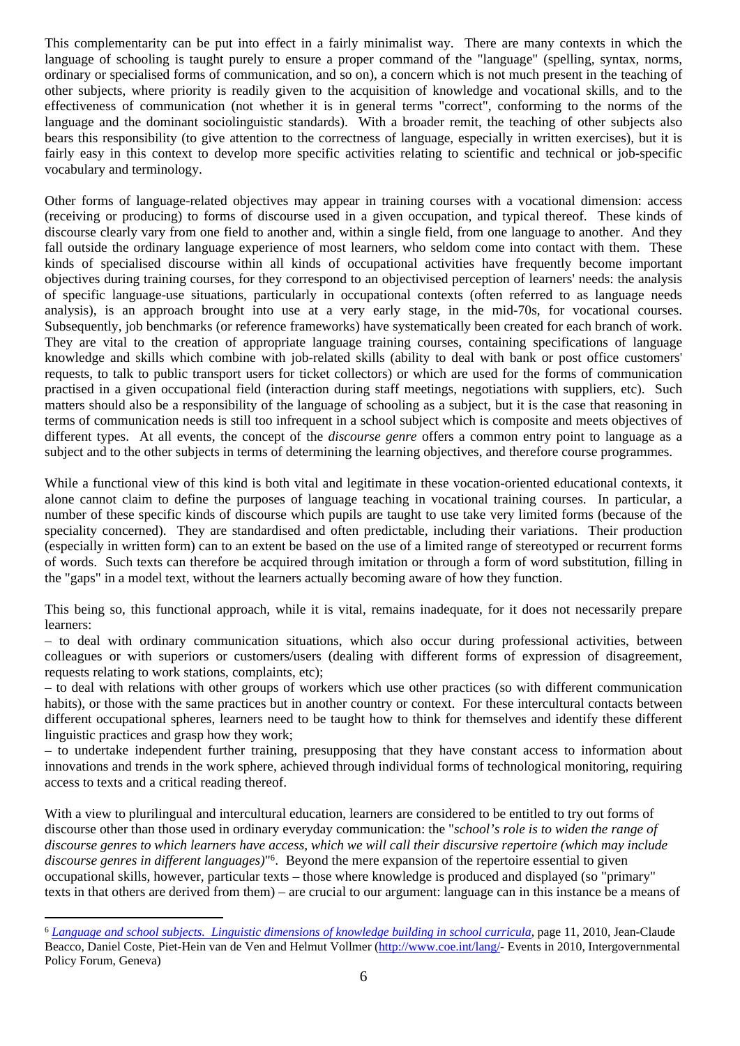This complementarity can be put into effect in a fairly minimalist way. There are many contexts in which the language of schooling is taught purely to ensure a proper command of the "language" (spelling, syntax, norms, ordinary or specialised forms of communication, and so on), a concern which is not much present in the teaching of other subjects, where priority is readily given to the acquisition of knowledge and vocational skills, and to the effectiveness of communication (not whether it is in general terms "correct", conforming to the norms of the language and the dominant sociolinguistic standards). With a broader remit, the teaching of other subjects also bears this responsibility (to give attention to the correctness of language, especially in written exercises), but it is fairly easy in this context to develop more specific activities relating to scientific and technical or job-specific vocabulary and terminology.

Other forms of language-related objectives may appear in training courses with a vocational dimension: access (receiving or producing) to forms of discourse used in a given occupation, and typical thereof. These kinds of discourse clearly vary from one field to another and, within a single field, from one language to another. And they fall outside the ordinary language experience of most learners, who seldom come into contact with them. These kinds of specialised discourse within all kinds of occupational activities have frequently become important objectives during training courses, for they correspond to an objectivised perception of learners' needs: the analysis of specific language-use situations, particularly in occupational contexts (often referred to as language needs analysis), is an approach brought into use at a very early stage, in the mid-70s, for vocational courses. Subsequently, job benchmarks (or reference frameworks) have systematically been created for each branch of work. They are vital to the creation of appropriate language training courses, containing specifications of language knowledge and skills which combine with job-related skills (ability to deal with bank or post office customers' requests, to talk to public transport users for ticket collectors) or which are used for the forms of communication practised in a given occupational field (interaction during staff meetings, negotiations with suppliers, etc). Such matters should also be a responsibility of the language of schooling as a subject, but it is the case that reasoning in terms of communication needs is still too infrequent in a school subject which is composite and meets objectives of different types. At all events, the concept of the *discourse genre* offers a common entry point to language as a subject and to the other subjects in terms of determining the learning objectives, and therefore course programmes.

While a functional view of this kind is both vital and legitimate in these vocation-oriented educational contexts, it alone cannot claim to define the purposes of language teaching in vocational training courses. In particular, a number of these specific kinds of discourse which pupils are taught to use take very limited forms (because of the speciality concerned). They are standardised and often predictable, including their variations. Their production (especially in written form) can to an extent be based on the use of a limited range of stereotyped or recurrent forms of words. Such texts can therefore be acquired through imitation or through a form of word substitution, filling in the "gaps" in a model text, without the learners actually becoming aware of how they function.

This being so, this functional approach, while it is vital, remains inadequate, for it does not necessarily prepare learners:

– to deal with ordinary communication situations, which also occur during professional activities, between colleagues or with superiors or customers/users (dealing with different forms of expression of disagreement, requests relating to work stations, complaints, etc);

– to deal with relations with other groups of workers which use other practices (so with different communication habits), or those with the same practices but in another country or context. For these intercultural contacts between different occupational spheres, learners need to be taught how to think for themselves and identify these different linguistic practices and grasp how they work;

– to undertake independent further training, presupposing that they have constant access to information about innovations and trends in the work sphere, achieved through individual forms of technological monitoring, requiring access to texts and a critical reading thereof.

With a view to plurilingual and intercultural education, learners are considered to be entitled to try out forms of discourse other than those used in ordinary everyday communication: the "*school's role is to widen the range of discourse genres to which learners have access, which we will call their discursive repertoire (which may include discourse genres in different languages)*"[6]. Beyond the mere expansion of the repertoire essential to given occupational skills, however, particular texts – those where knowledge is produced and displayed (so "primary" texts in that others are derived from them) – are crucial to our argument: language can in this instance be a means of

---

[6] *Language and school subjects. Linguistic dimensions of knowledge building in school curricula*, page 11, 2010, Jean-Claude Beacco, Daniel Coste, Piet-Hein van de Ven and Helmut Vollmer (http://www.coe.int/lang/- Events in 2010, Intergovernmental Policy Forum, Geneva)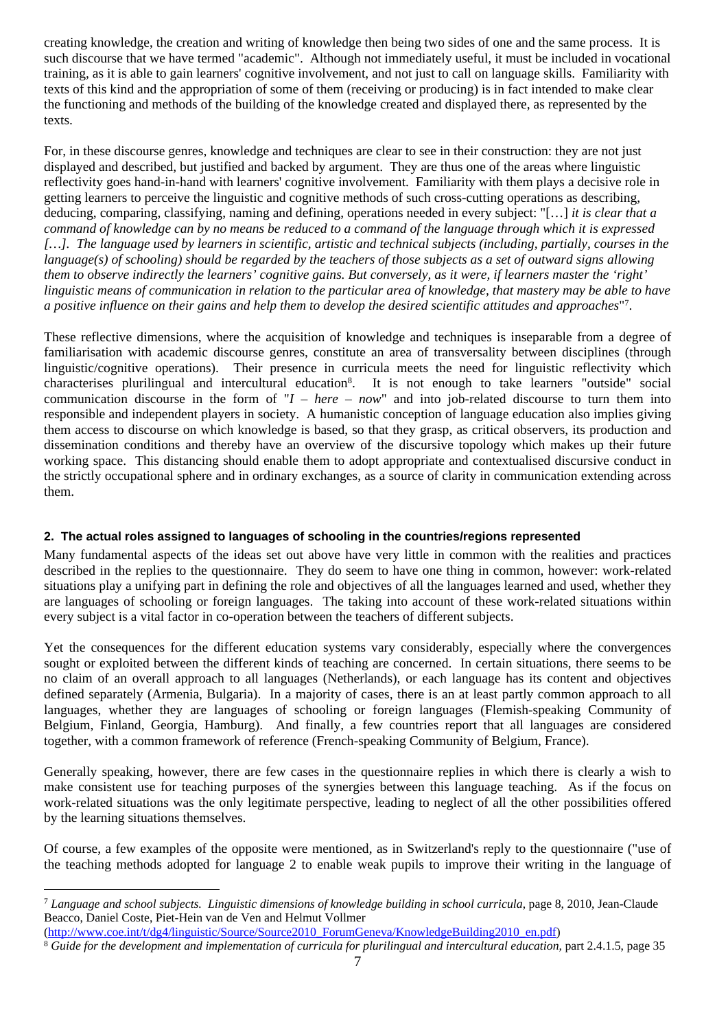creating knowledge, the creation and writing of knowledge then being two sides of one and the same process. It is such discourse that we have termed "academic". Although not immediately useful, it must be included in vocational training, as it is able to gain learners' cognitive involvement, and not just to call on language skills. Familiarity with texts of this kind and the appropriation of some of them (receiving or producing) is in fact intended to make clear the functioning and methods of the building of the knowledge created and displayed there, as represented by the texts.

For, in these discourse genres, knowledge and techniques are clear to see in their construction: they are not just displayed and described, but justified and backed by argument. They are thus one of the areas where linguistic reflectivity goes hand-in-hand with learners' cognitive involvement. Familiarity with them plays a decisive role in getting learners to perceive the linguistic and cognitive methods of such cross-cutting operations as describing, deducing, comparing, classifying, naming and defining, operations needed in every subject: "[…] *it is clear that a command of knowledge can by no means be reduced to a command of the language through which it is expressed […]. The language used by learners in scientific, artistic and technical subjects (including, partially, courses in the language(s) of schooling) should be regarded by the teachers of those subjects as a set of outward signs allowing them to observe indirectly the learners' cognitive gains. But conversely, as it were, if learners master the 'right' linguistic means of communication in relation to the particular area of knowledge, that mastery may be able to have a positive influence on their gains and help them to develop the desired scientific attitudes and approaches*"[7].

These reflective dimensions, where the acquisition of knowledge and techniques is inseparable from a degree of familiarisation with academic discourse genres, constitute an area of transversality between disciplines (through linguistic/cognitive operations). Their presence in curricula meets the need for linguistic reflectivity which characterises plurilingual and intercultural education[8]. It is not enough to take learners "outside" social communication discourse in the form of "*I – here – now*" and into job-related discourse to turn them into responsible and independent players in society. A humanistic conception of language education also implies giving them access to discourse on which knowledge is based, so that they grasp, as critical observers, its production and dissemination conditions and thereby have an overview of the discursive topology which makes up their future working space. This distancing should enable them to adopt appropriate and contextualised discursive conduct in the strictly occupational sphere and in ordinary exchanges, as a source of clarity in communication extending across them.

## 2. The actual roles assigned to languages of schooling in the countries/regions represented

Many fundamental aspects of the ideas set out above have very little in common with the realities and practices described in the replies to the questionnaire. They do seem to have one thing in common, however: work-related situations play a unifying part in defining the role and objectives of all the languages learned and used, whether they are languages of schooling or foreign languages. The taking into account of these work-related situations within every subject is a vital factor in co-operation between the teachers of different subjects.

Yet the consequences for the different education systems vary considerably, especially where the convergences sought or exploited between the different kinds of teaching are concerned. In certain situations, there seems to be no claim of an overall approach to all languages (Netherlands), or each language has its content and objectives defined separately (Armenia, Bulgaria). In a majority of cases, there is an at least partly common approach to all languages, whether they are languages of schooling or foreign languages (Flemish-speaking Community of Belgium, Finland, Georgia, Hamburg). And finally, a few countries report that all languages are considered together, with a common framework of reference (French-speaking Community of Belgium, France).

Generally speaking, however, there are few cases in the questionnaire replies in which there is clearly a wish to make consistent use for teaching purposes of the synergies between this language teaching. As if the focus on work-related situations was the only legitimate perspective, leading to neglect of all the other possibilities offered by the learning situations themselves.

Of course, a few examples of the opposite were mentioned, as in Switzerland's reply to the questionnaire ("use of the teaching methods adopted for language 2 to enable weak pupils to improve their writing in the language of

---

[7] *Language and school subjects. Linguistic dimensions of knowledge building in school curricula*, page 8, 2010, Jean-Claude Beacco, Daniel Coste, Piet-Hein van de Ven and Helmut Vollmer (http://www.coe.int/t/dg4/linguistic/Source/Source2010_ForumGeneva/KnowledgeBuilding2010_en.pdf)

[8] *Guide for the development and implementation of curricula for plurilingual and intercultural education*, part 2.4.1.5, page 35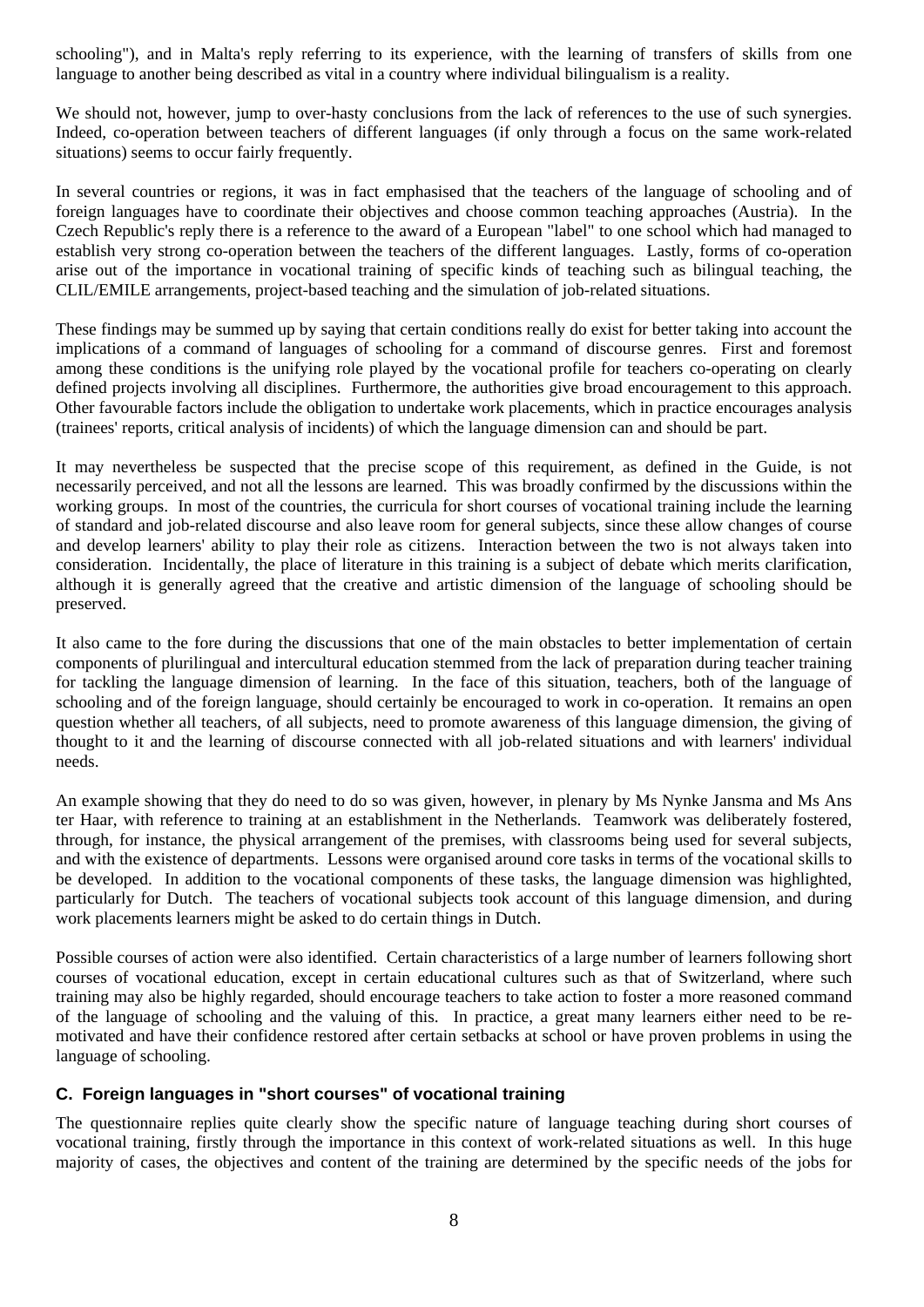schooling"), and in Malta's reply referring to its experience, with the learning of transfers of skills from one language to another being described as vital in a country where individual bilingualism is a reality.

We should not, however, jump to over-hasty conclusions from the lack of references to the use of such synergies. Indeed, co-operation between teachers of different languages (if only through a focus on the same work-related situations) seems to occur fairly frequently.

In several countries or regions, it was in fact emphasised that the teachers of the language of schooling and of foreign languages have to coordinate their objectives and choose common teaching approaches (Austria). In the Czech Republic's reply there is a reference to the award of a European "label" to one school which had managed to establish very strong co-operation between the teachers of the different languages. Lastly, forms of co-operation arise out of the importance in vocational training of specific kinds of teaching such as bilingual teaching, the CLIL/EMILE arrangements, project-based teaching and the simulation of job-related situations.

These findings may be summed up by saying that certain conditions really do exist for better taking into account the implications of a command of languages of schooling for a command of discourse genres. First and foremost among these conditions is the unifying role played by the vocational profile for teachers co-operating on clearly defined projects involving all disciplines. Furthermore, the authorities give broad encouragement to this approach. Other favourable factors include the obligation to undertake work placements, which in practice encourages analysis (trainees' reports, critical analysis of incidents) of which the language dimension can and should be part.

It may nevertheless be suspected that the precise scope of this requirement, as defined in the Guide, is not necessarily perceived, and not all the lessons are learned. This was broadly confirmed by the discussions within the working groups. In most of the countries, the curricula for short courses of vocational training include the learning of standard and job-related discourse and also leave room for general subjects, since these allow changes of course and develop learners' ability to play their role as citizens. Interaction between the two is not always taken into consideration. Incidentally, the place of literature in this training is a subject of debate which merits clarification, although it is generally agreed that the creative and artistic dimension of the language of schooling should be preserved.

It also came to the fore during the discussions that one of the main obstacles to better implementation of certain components of plurilingual and intercultural education stemmed from the lack of preparation during teacher training for tackling the language dimension of learning. In the face of this situation, teachers, both of the language of schooling and of the foreign language, should certainly be encouraged to work in co-operation. It remains an open question whether all teachers, of all subjects, need to promote awareness of this language dimension, the giving of thought to it and the learning of discourse connected with all job-related situations and with learners' individual needs.

An example showing that they do need to do so was given, however, in plenary by Ms Nynke Jansma and Ms Ans ter Haar, with reference to training at an establishment in the Netherlands. Teamwork was deliberately fostered, through, for instance, the physical arrangement of the premises, with classrooms being used for several subjects, and with the existence of departments. Lessons were organised around core tasks in terms of the vocational skills to be developed. In addition to the vocational components of these tasks, the language dimension was highlighted, particularly for Dutch. The teachers of vocational subjects took account of this language dimension, and during work placements learners might be asked to do certain things in Dutch.

Possible courses of action were also identified. Certain characteristics of a large number of learners following short courses of vocational education, except in certain educational cultures such as that of Switzerland, where such training may also be highly regarded, should encourage teachers to take action to foster a more reasoned command of the language of schooling and the valuing of this. In practice, a great many learners either need to be re-motivated and have their confidence restored after certain setbacks at school or have proven problems in using the language of schooling.

### C. Foreign languages in "short courses" of vocational training

The questionnaire replies quite clearly show the specific nature of language teaching during short courses of vocational training, firstly through the importance in this context of work-related situations as well. In this huge majority of cases, the objectives and content of the training are determined by the specific needs of the jobs for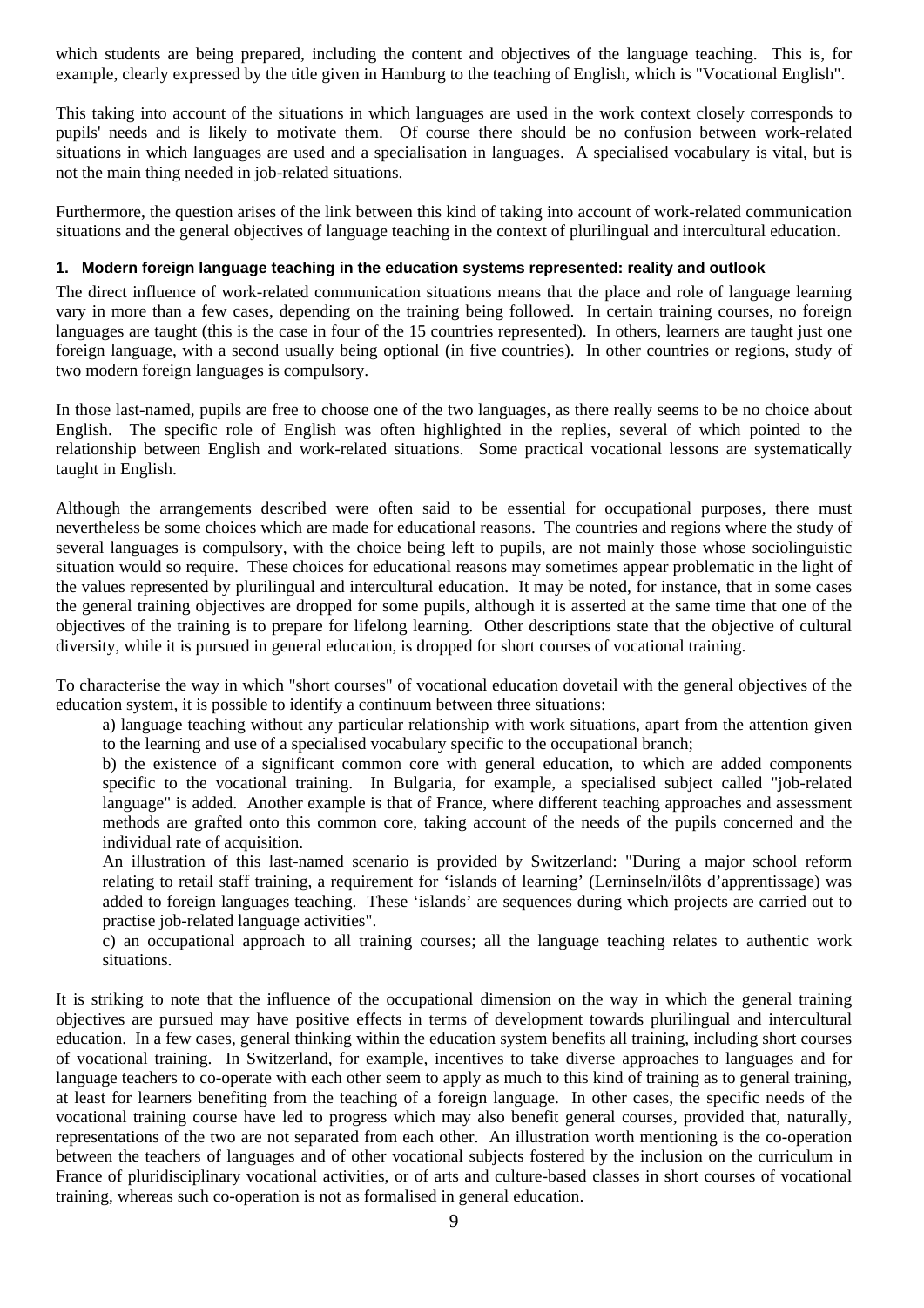which students are being prepared, including the content and objectives of the language teaching. This is, for example, clearly expressed by the title given in Hamburg to the teaching of English, which is "Vocational English".

This taking into account of the situations in which languages are used in the work context closely corresponds to pupils' needs and is likely to motivate them. Of course there should be no confusion between work-related situations in which languages are used and a specialisation in languages. A specialised vocabulary is vital, but is not the main thing needed in job-related situations.

Furthermore, the question arises of the link between this kind of taking into account of work-related communication situations and the general objectives of language teaching in the context of plurilingual and intercultural education.

#### 1. Modern foreign language teaching in the education systems represented: reality and outlook

The direct influence of work-related communication situations means that the place and role of language learning vary in more than a few cases, depending on the training being followed. In certain training courses, no foreign languages are taught (this is the case in four of the 15 countries represented). In others, learners are taught just one foreign language, with a second usually being optional (in five countries). In other countries or regions, study of two modern foreign languages is compulsory.

In those last-named, pupils are free to choose one of the two languages, as there really seems to be no choice about English. The specific role of English was often highlighted in the replies, several of which pointed to the relationship between English and work-related situations. Some practical vocational lessons are systematically taught in English.

Although the arrangements described were often said to be essential for occupational purposes, there must nevertheless be some choices which are made for educational reasons. The countries and regions where the study of several languages is compulsory, with the choice being left to pupils, are not mainly those whose sociolinguistic situation would so require. These choices for educational reasons may sometimes appear problematic in the light of the values represented by plurilingual and intercultural education. It may be noted, for instance, that in some cases the general training objectives are dropped for some pupils, although it is asserted at the same time that one of the objectives of the training is to prepare for lifelong learning. Other descriptions state that the objective of cultural diversity, while it is pursued in general education, is dropped for short courses of vocational training.

To characterise the way in which "short courses" of vocational education dovetail with the general objectives of the education system, it is possible to identify a continuum between three situations:

a) language teaching without any particular relationship with work situations, apart from the attention given to the learning and use of a specialised vocabulary specific to the occupational branch;

b) the existence of a significant common core with general education, to which are added components specific to the vocational training. In Bulgaria, for example, a specialised subject called "job-related language" is added. Another example is that of France, where different teaching approaches and assessment methods are grafted onto this common core, taking account of the needs of the pupils concerned and the individual rate of acquisition.

An illustration of this last-named scenario is provided by Switzerland: "During a major school reform relating to retail staff training, a requirement for 'islands of learning' (Lerninseln/ilôts d'apprentissage) was added to foreign languages teaching. These 'islands' are sequences during which projects are carried out to practise job-related language activities".

c) an occupational approach to all training courses; all the language teaching relates to authentic work situations.

It is striking to note that the influence of the occupational dimension on the way in which the general training objectives are pursued may have positive effects in terms of development towards plurilingual and intercultural education. In a few cases, general thinking within the education system benefits all training, including short courses of vocational training. In Switzerland, for example, incentives to take diverse approaches to languages and for language teachers to co-operate with each other seem to apply as much to this kind of training as to general training, at least for learners benefiting from the teaching of a foreign language. In other cases, the specific needs of the vocational training course have led to progress which may also benefit general courses, provided that, naturally, representations of the two are not separated from each other. An illustration worth mentioning is the co-operation between the teachers of languages and of other vocational subjects fostered by the inclusion on the curriculum in France of pluridisciplinary vocational activities, or of arts and culture-based classes in short courses of vocational training, whereas such co-operation is not as formalised in general education.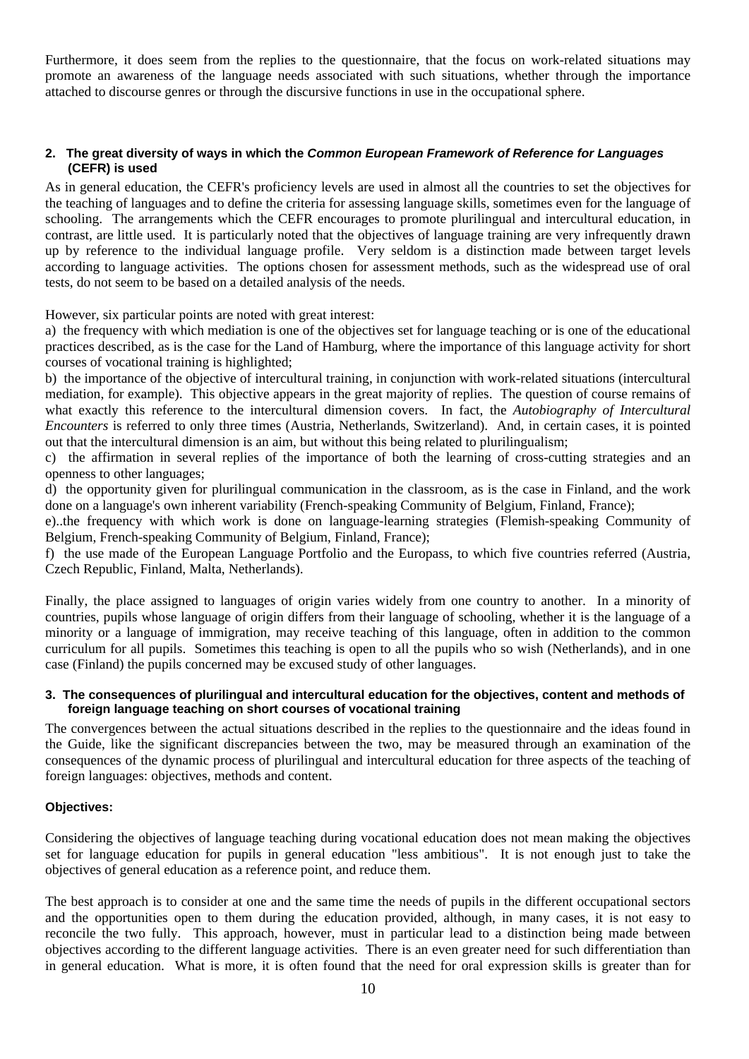Furthermore, it does seem from the replies to the questionnaire, that the focus on work-related situations may promote an awareness of the language needs associated with such situations, whether through the importance attached to discourse genres or through the discursive functions in use in the occupational sphere.

## 2. The great diversity of ways in which the *Common European Framework of Reference for Languages* (CEFR) is used

As in general education, the CEFR's proficiency levels are used in almost all the countries to set the objectives for the teaching of languages and to define the criteria for assessing language skills, sometimes even for the language of schooling. The arrangements which the CEFR encourages to promote plurilingual and intercultural education, in contrast, are little used. It is particularly noted that the objectives of language training are very infrequently drawn up by reference to the individual language profile. Very seldom is a distinction made between target levels according to language activities. The options chosen for assessment methods, such as the widespread use of oral tests, do not seem to be based on a detailed analysis of the needs.

However, six particular points are noted with great interest:

a) the frequency with which mediation is one of the objectives set for language teaching or is one of the educational practices described, as is the case for the Land of Hamburg, where the importance of this language activity for short courses of vocational training is highlighted;

b) the importance of the objective of intercultural training, in conjunction with work-related situations (intercultural mediation, for example). This objective appears in the great majority of replies. The question of course remains of what exactly this reference to the intercultural dimension covers. In fact, the *Autobiography of Intercultural Encounters* is referred to only three times (Austria, Netherlands, Switzerland). And, in certain cases, it is pointed out that the intercultural dimension is an aim, but without this being related to plurilingualism;

c) the affirmation in several replies of the importance of both the learning of cross-cutting strategies and an openness to other languages;

d) the opportunity given for plurilingual communication in the classroom, as is the case in Finland, and the work done on a language's own inherent variability (French-speaking Community of Belgium, Finland, France);

e)..the frequency with which work is done on language-learning strategies (Flemish-speaking Community of Belgium, French-speaking Community of Belgium, Finland, France);

f) the use made of the European Language Portfolio and the Europass, to which five countries referred (Austria, Czech Republic, Finland, Malta, Netherlands).

Finally, the place assigned to languages of origin varies widely from one country to another. In a minority of countries, pupils whose language of origin differs from their language of schooling, whether it is the language of a minority or a language of immigration, may receive teaching of this language, often in addition to the common curriculum for all pupils. Sometimes this teaching is open to all the pupils who so wish (Netherlands), and in one case (Finland) the pupils concerned may be excused study of other languages.

## 3. The consequences of plurilingual and intercultural education for the objectives, content and methods of foreign language teaching on short courses of vocational training

The convergences between the actual situations described in the replies to the questionnaire and the ideas found in the Guide, like the significant discrepancies between the two, may be measured through an examination of the consequences of the dynamic process of plurilingual and intercultural education for three aspects of the teaching of foreign languages: objectives, methods and content.

### Objectives:

Considering the objectives of language teaching during vocational education does not mean making the objectives set for language education for pupils in general education "less ambitious". It is not enough just to take the objectives of general education as a reference point, and reduce them.

The best approach is to consider at one and the same time the needs of pupils in the different occupational sectors and the opportunities open to them during the education provided, although, in many cases, it is not easy to reconcile the two fully. This approach, however, must in particular lead to a distinction being made between objectives according to the different language activities. There is an even greater need for such differentiation than in general education. What is more, it is often found that the need for oral expression skills is greater than for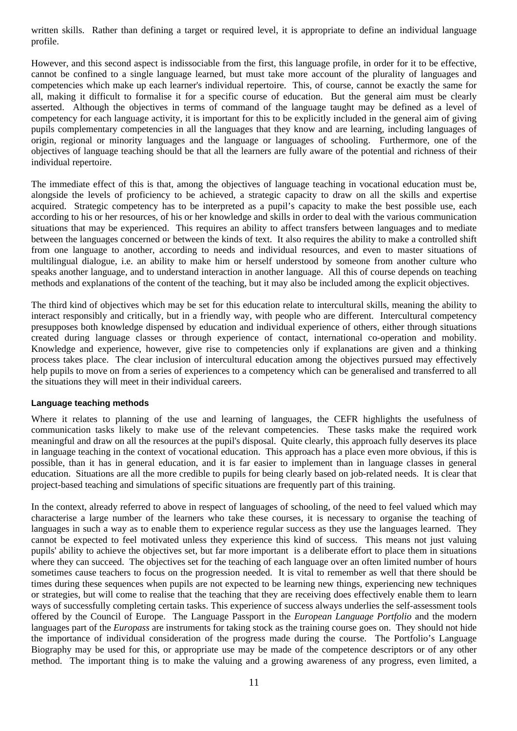written skills. Rather than defining a target or required level, it is appropriate to define an individual language profile.

However, and this second aspect is indissociable from the first, this language profile, in order for it to be effective, cannot be confined to a single language learned, but must take more account of the plurality of languages and competencies which make up each learner's individual repertoire. This, of course, cannot be exactly the same for all, making it difficult to formalise it for a specific course of education. But the general aim must be clearly asserted. Although the objectives in terms of command of the language taught may be defined as a level of competency for each language activity, it is important for this to be explicitly included in the general aim of giving pupils complementary competencies in all the languages that they know and are learning, including languages of origin, regional or minority languages and the language or languages of schooling. Furthermore, one of the objectives of language teaching should be that all the learners are fully aware of the potential and richness of their individual repertoire.

The immediate effect of this is that, among the objectives of language teaching in vocational education must be, alongside the levels of proficiency to be achieved, a strategic capacity to draw on all the skills and expertise acquired. Strategic competency has to be interpreted as a pupil's capacity to make the best possible use, each according to his or her resources, of his or her knowledge and skills in order to deal with the various communication situations that may be experienced. This requires an ability to affect transfers between languages and to mediate between the languages concerned or between the kinds of text. It also requires the ability to make a controlled shift from one language to another, according to needs and individual resources, and even to master situations of multilingual dialogue, i.e. an ability to make him or herself understood by someone from another culture who speaks another language, and to understand interaction in another language. All this of course depends on teaching methods and explanations of the content of the teaching, but it may also be included among the explicit objectives.

The third kind of objectives which may be set for this education relate to intercultural skills, meaning the ability to interact responsibly and critically, but in a friendly way, with people who are different. Intercultural competency presupposes both knowledge dispensed by education and individual experience of others, either through situations created during language classes or through experience of contact, international co-operation and mobility. Knowledge and experience, however, give rise to competencies only if explanations are given and a thinking process takes place. The clear inclusion of intercultural education among the objectives pursued may effectively help pupils to move on from a series of experiences to a competency which can be generalised and transferred to all the situations they will meet in their individual careers.

#### Language teaching methods

Where it relates to planning of the use and learning of languages, the CEFR highlights the usefulness of communication tasks likely to make use of the relevant competencies. These tasks make the required work meaningful and draw on all the resources at the pupil's disposal. Quite clearly, this approach fully deserves its place in language teaching in the context of vocational education. This approach has a place even more obvious, if this is possible, than it has in general education, and it is far easier to implement than in language classes in general education. Situations are all the more credible to pupils for being clearly based on job-related needs. It is clear that project-based teaching and simulations of specific situations are frequently part of this training.

In the context, already referred to above in respect of languages of schooling, of the need to feel valued which may characterise a large number of the learners who take these courses, it is necessary to organise the teaching of languages in such a way as to enable them to experience regular success as they use the languages learned. They cannot be expected to feel motivated unless they experience this kind of success. This means not just valuing pupils' ability to achieve the objectives set, but far more important is a deliberate effort to place them in situations where they can succeed. The objectives set for the teaching of each language over an often limited number of hours sometimes cause teachers to focus on the progression needed. It is vital to remember as well that there should be times during these sequences when pupils are not expected to be learning new things, experiencing new techniques or strategies, but will come to realise that the teaching that they are receiving does effectively enable them to learn ways of successfully completing certain tasks. This experience of success always underlies the self-assessment tools offered by the Council of Europe. The Language Passport in the *European Language Portfolio* and the modern languages part of the *Europass* are instruments for taking stock as the training course goes on. They should not hide the importance of individual consideration of the progress made during the course. The Portfolio's Language Biography may be used for this, or appropriate use may be made of the competence descriptors or of any other method. The important thing is to make the valuing and a growing awareness of any progress, even limited, a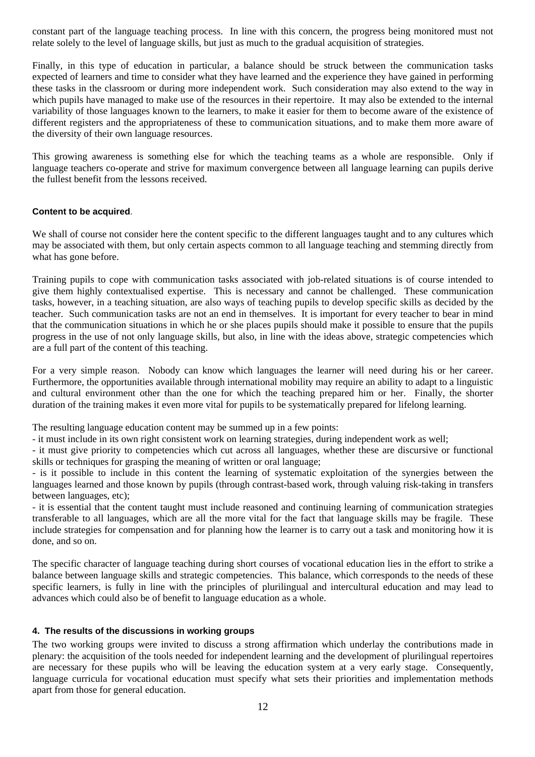constant part of the language teaching process. In line with this concern, the progress being monitored must not relate solely to the level of language skills, but just as much to the gradual acquisition of strategies.

Finally, in this type of education in particular, a balance should be struck between the communication tasks expected of learners and time to consider what they have learned and the experience they have gained in performing these tasks in the classroom or during more independent work. Such consideration may also extend to the way in which pupils have managed to make use of the resources in their repertoire. It may also be extended to the internal variability of those languages known to the learners, to make it easier for them to become aware of the existence of different registers and the appropriateness of these to communication situations, and to make them more aware of the diversity of their own language resources.

This growing awareness is something else for which the teaching teams as a whole are responsible. Only if language teachers co-operate and strive for maximum convergence between all language learning can pupils derive the fullest benefit from the lessons received.

**Content to be acquired**.

We shall of course not consider here the content specific to the different languages taught and to any cultures which may be associated with them, but only certain aspects common to all language teaching and stemming directly from what has gone before.

Training pupils to cope with communication tasks associated with job-related situations is of course intended to give them highly contextualised expertise. This is necessary and cannot be challenged. These communication tasks, however, in a teaching situation, are also ways of teaching pupils to develop specific skills as decided by the teacher. Such communication tasks are not an end in themselves. It is important for every teacher to bear in mind that the communication situations in which he or she places pupils should make it possible to ensure that the pupils progress in the use of not only language skills, but also, in line with the ideas above, strategic competencies which are a full part of the content of this teaching.

For a very simple reason. Nobody can know which languages the learner will need during his or her career. Furthermore, the opportunities available through international mobility may require an ability to adapt to a linguistic and cultural environment other than the one for which the teaching prepared him or her. Finally, the shorter duration of the training makes it even more vital for pupils to be systematically prepared for lifelong learning.

The resulting language education content may be summed up in a few points:

- it must include in its own right consistent work on learning strategies, during independent work as well;
- it must give priority to competencies which cut across all languages, whether these are discursive or functional skills or techniques for grasping the meaning of written or oral language;
- is it possible to include in this content the learning of systematic exploitation of the synergies between the languages learned and those known by pupils (through contrast-based work, through valuing risk-taking in transfers between languages, etc);
- it is essential that the content taught must include reasoned and continuing learning of communication strategies transferable to all languages, which are all the more vital for the fact that language skills may be fragile. These include strategies for compensation and for planning how the learner is to carry out a task and monitoring how it is done, and so on.

The specific character of language teaching during short courses of vocational education lies in the effort to strike a balance between language skills and strategic competencies. This balance, which corresponds to the needs of these specific learners, is fully in line with the principles of plurilingual and intercultural education and may lead to advances which could also be of benefit to language education as a whole.

### 4. The results of the discussions in working groups

The two working groups were invited to discuss a strong affirmation which underlay the contributions made in plenary: the acquisition of the tools needed for independent learning and the development of plurilingual repertoires are necessary for these pupils who will be leaving the education system at a very early stage. Consequently, language curricula for vocational education must specify what sets their priorities and implementation methods apart from those for general education.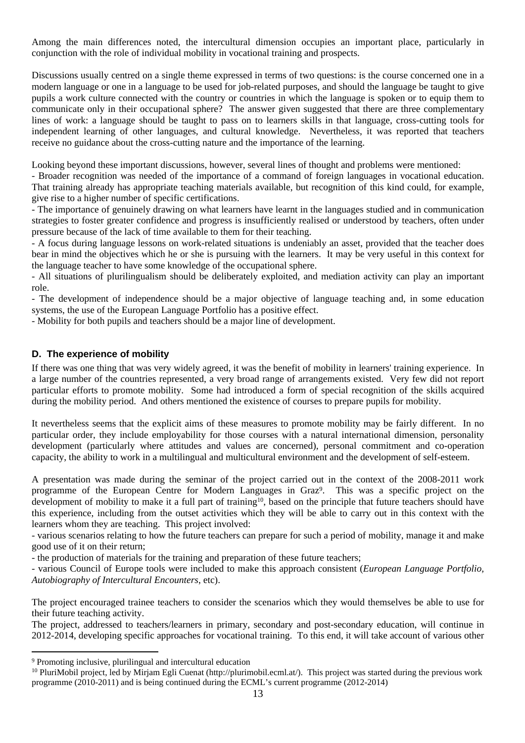Among the main differences noted, the intercultural dimension occupies an important place, particularly in conjunction with the role of individual mobility in vocational training and prospects.

Discussions usually centred on a single theme expressed in terms of two questions: is the course concerned one in a modern language or one in a language to be used for job-related purposes, and should the language be taught to give pupils a work culture connected with the country or countries in which the language is spoken or to equip them to communicate only in their occupational sphere? The answer given suggested that there are three complementary lines of work: a language should be taught to pass on to learners skills in that language, cross-cutting tools for independent learning of other languages, and cultural knowledge. Nevertheless, it was reported that teachers receive no guidance about the cross-cutting nature and the importance of the learning.

Looking beyond these important discussions, however, several lines of thought and problems were mentioned:

- Broader recognition was needed of the importance of a command of foreign languages in vocational education. That training already has appropriate teaching materials available, but recognition of this kind could, for example, give rise to a higher number of specific certifications.
- The importance of genuinely drawing on what learners have learnt in the languages studied and in communication strategies to foster greater confidence and progress is insufficiently realised or understood by teachers, often under pressure because of the lack of time available to them for their teaching.
- A focus during language lessons on work-related situations is undeniably an asset, provided that the teacher does bear in mind the objectives which he or she is pursuing with the learners. It may be very useful in this context for the language teacher to have some knowledge of the occupational sphere.
- All situations of plurilingualism should be deliberately exploited, and mediation activity can play an important role.
- The development of independence should be a major objective of language teaching and, in some education systems, the use of the European Language Portfolio has a positive effect.
- Mobility for both pupils and teachers should be a major line of development.

### D. The experience of mobility

If there was one thing that was very widely agreed, it was the benefit of mobility in learners' training experience. In a large number of the countries represented, a very broad range of arrangements existed. Very few did not report particular efforts to promote mobility. Some had introduced a form of special recognition of the skills acquired during the mobility period. And others mentioned the existence of courses to prepare pupils for mobility.

It nevertheless seems that the explicit aims of these measures to promote mobility may be fairly different. In no particular order, they include employability for those courses with a natural international dimension, personality development (particularly where attitudes and values are concerned), personal commitment and co-operation capacity, the ability to work in a multilingual and multicultural environment and the development of self-esteem.

A presentation was made during the seminar of the project carried out in the context of the 2008-2011 work programme of the European Centre for Modern Languages in Graz[9]. This was a specific project on the development of mobility to make it a full part of training[10], based on the principle that future teachers should have this experience, including from the outset activities which they will be able to carry out in this context with the learners whom they are teaching. This project involved:

- various scenarios relating to how the future teachers can prepare for such a period of mobility, manage it and make good use of it on their return;
- the production of materials for the training and preparation of these future teachers;
- various Council of Europe tools were included to make this approach consistent (*European Language Portfolio, Autobiography of Intercultural Encounters*, etc).

The project encouraged trainee teachers to consider the scenarios which they would themselves be able to use for their future teaching activity.

The project, addressed to teachers/learners in primary, secondary and post-secondary education, will continue in 2012-2014, developing specific approaches for vocational training. To this end, it will take account of various other

---

[9] Promoting inclusive, plurilingual and intercultural education

[10] PluriMobil project, led by Mirjam Egli Cuenat (http://plurimobil.ecml.at/). This project was started during the previous work programme (2010-2011) and is being continued during the ECML's current programme (2012-2014)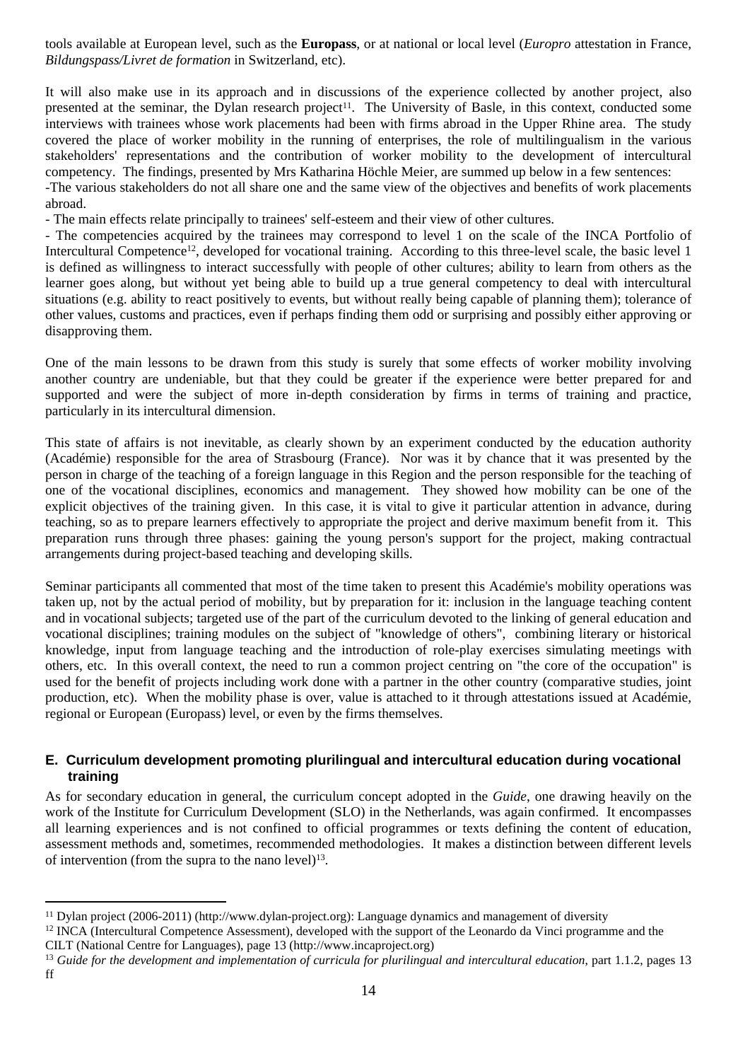tools available at European level, such as the **Europass**, or at national or local level (*Europro* attestation in France, *Bildungspass/Livret de formation* in Switzerland, etc).

It will also make use in its approach and in discussions of the experience collected by another project, also presented at the seminar, the Dylan research project[11]. The University of Basle, in this context, conducted some interviews with trainees whose work placements had been with firms abroad in the Upper Rhine area. The study covered the place of worker mobility in the running of enterprises, the role of multilingualism in the various stakeholders' representations and the contribution of worker mobility to the development of intercultural competency. The findings, presented by Mrs Katharina Höchle Meier, are summed up below in a few sentences:

-The various stakeholders do not all share one and the same view of the objectives and benefits of work placements abroad.

- The main effects relate principally to trainees' self-esteem and their view of other cultures.

- The competencies acquired by the trainees may correspond to level 1 on the scale of the INCA Portfolio of Intercultural Competence[12], developed for vocational training. According to this three-level scale, the basic level 1 is defined as willingness to interact successfully with people of other cultures; ability to learn from others as the learner goes along, but without yet being able to build up a true general competency to deal with intercultural situations (e.g. ability to react positively to events, but without really being capable of planning them); tolerance of other values, customs and practices, even if perhaps finding them odd or surprising and possibly either approving or disapproving them.

One of the main lessons to be drawn from this study is surely that some effects of worker mobility involving another country are undeniable, but that they could be greater if the experience were better prepared for and supported and were the subject of more in-depth consideration by firms in terms of training and practice, particularly in its intercultural dimension.

This state of affairs is not inevitable, as clearly shown by an experiment conducted by the education authority (Académie) responsible for the area of Strasbourg (France). Nor was it by chance that it was presented by the person in charge of the teaching of a foreign language in this Region and the person responsible for the teaching of one of the vocational disciplines, economics and management. They showed how mobility can be one of the explicit objectives of the training given. In this case, it is vital to give it particular attention in advance, during teaching, so as to prepare learners effectively to appropriate the project and derive maximum benefit from it. This preparation runs through three phases: gaining the young person's support for the project, making contractual arrangements during project-based teaching and developing skills.

Seminar participants all commented that most of the time taken to present this Académie's mobility operations was taken up, not by the actual period of mobility, but by preparation for it: inclusion in the language teaching content and in vocational subjects; targeted use of the part of the curriculum devoted to the linking of general education and vocational disciplines; training modules on the subject of "knowledge of others", combining literary or historical knowledge, input from language teaching and the introduction of role-play exercises simulating meetings with others, etc. In this overall context, the need to run a common project centring on "the core of the occupation" is used for the benefit of projects including work done with a partner in the other country (comparative studies, joint production, etc). When the mobility phase is over, value is attached to it through attestations issued at Académie, regional or European (Europass) level, or even by the firms themselves.

### E. Curriculum development promoting plurilingual and intercultural education during vocational training

As for secondary education in general, the curriculum concept adopted in the *Guide*, one drawing heavily on the work of the Institute for Curriculum Development (SLO) in the Netherlands, was again confirmed. It encompasses all learning experiences and is not confined to official programmes or texts defining the content of education, assessment methods and, sometimes, recommended methodologies. It makes a distinction between different levels of intervention (from the supra to the nano level)[13].

---

[11] Dylan project (2006-2011) (http://www.dylan-project.org): Language dynamics and management of diversity

[12] INCA (Intercultural Competence Assessment), developed with the support of the Leonardo da Vinci programme and the CILT (National Centre for Languages), page 13 (http://www.incaproject.org)

[13] *Guide for the development and implementation of curricula for plurilingual and intercultural education*, part 1.1.2, pages 13 ff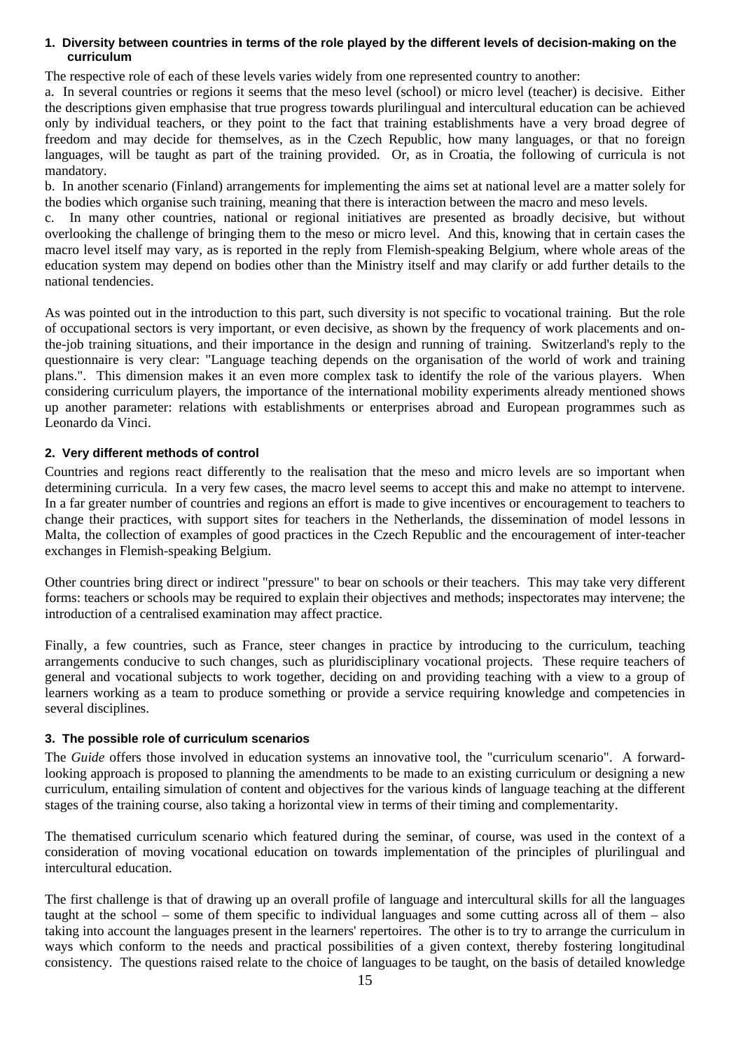### 1. Diversity between countries in terms of the role played by the different levels of decision-making on the curriculum

The respective role of each of these levels varies widely from one represented country to another:

a. In several countries or regions it seems that the meso level (school) or micro level (teacher) is decisive. Either the descriptions given emphasise that true progress towards plurilingual and intercultural education can be achieved only by individual teachers, or they point to the fact that training establishments have a very broad degree of freedom and may decide for themselves, as in the Czech Republic, how many languages, or that no foreign languages, will be taught as part of the training provided. Or, as in Croatia, the following of curricula is not mandatory.

b. In another scenario (Finland) arrangements for implementing the aims set at national level are a matter solely for the bodies which organise such training, meaning that there is interaction between the macro and meso levels.

c. In many other countries, national or regional initiatives are presented as broadly decisive, but without overlooking the challenge of bringing them to the meso or micro level. And this, knowing that in certain cases the macro level itself may vary, as is reported in the reply from Flemish-speaking Belgium, where whole areas of the education system may depend on bodies other than the Ministry itself and may clarify or add further details to the national tendencies.

As was pointed out in the introduction to this part, such diversity is not specific to vocational training. But the role of occupational sectors is very important, or even decisive, as shown by the frequency of work placements and on-the-job training situations, and their importance in the design and running of training. Switzerland's reply to the questionnaire is very clear: "Language teaching depends on the organisation of the world of work and training plans.". This dimension makes it an even more complex task to identify the role of the various players. When considering curriculum players, the importance of the international mobility experiments already mentioned shows up another parameter: relations with establishments or enterprises abroad and European programmes such as Leonardo da Vinci.

### 2. Very different methods of control

Countries and regions react differently to the realisation that the meso and micro levels are so important when determining curricula. In a very few cases, the macro level seems to accept this and make no attempt to intervene. In a far greater number of countries and regions an effort is made to give incentives or encouragement to teachers to change their practices, with support sites for teachers in the Netherlands, the dissemination of model lessons in Malta, the collection of examples of good practices in the Czech Republic and the encouragement of inter-teacher exchanges in Flemish-speaking Belgium.

Other countries bring direct or indirect "pressure" to bear on schools or their teachers. This may take very different forms: teachers or schools may be required to explain their objectives and methods; inspectorates may intervene; the introduction of a centralised examination may affect practice.

Finally, a few countries, such as France, steer changes in practice by introducing to the curriculum, teaching arrangements conducive to such changes, such as pluridisciplinary vocational projects. These require teachers of general and vocational subjects to work together, deciding on and providing teaching with a view to a group of learners working as a team to produce something or provide a service requiring knowledge and competencies in several disciplines.

### 3. The possible role of curriculum scenarios

The *Guide* offers those involved in education systems an innovative tool, the "curriculum scenario". A forward-looking approach is proposed to planning the amendments to be made to an existing curriculum or designing a new curriculum, entailing simulation of content and objectives for the various kinds of language teaching at the different stages of the training course, also taking a horizontal view in terms of their timing and complementarity.

The thematised curriculum scenario which featured during the seminar, of course, was used in the context of a consideration of moving vocational education on towards implementation of the principles of plurilingual and intercultural education.

The first challenge is that of drawing up an overall profile of language and intercultural skills for all the languages taught at the school – some of them specific to individual languages and some cutting across all of them – also taking into account the languages present in the learners' repertoires. The other is to try to arrange the curriculum in ways which conform to the needs and practical possibilities of a given context, thereby fostering longitudinal consistency. The questions raised relate to the choice of languages to be taught, on the basis of detailed knowledge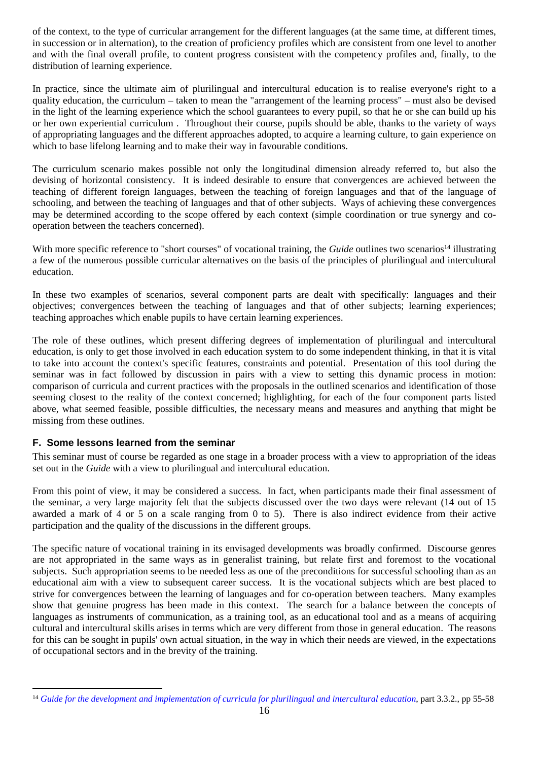of the context, to the type of curricular arrangement for the different languages (at the same time, at different times, in succession or in alternation), to the creation of proficiency profiles which are consistent from one level to another and with the final overall profile, to content progress consistent with the competency profiles and, finally, to the distribution of learning experience.

In practice, since the ultimate aim of plurilingual and intercultural education is to realise everyone's right to a quality education, the curriculum – taken to mean the "arrangement of the learning process" – must also be devised in the light of the learning experience which the school guarantees to every pupil, so that he or she can build up his or her own experiential curriculum . Throughout their course, pupils should be able, thanks to the variety of ways of appropriating languages and the different approaches adopted, to acquire a learning culture, to gain experience on which to base lifelong learning and to make their way in favourable conditions.

The curriculum scenario makes possible not only the longitudinal dimension already referred to, but also the devising of horizontal consistency. It is indeed desirable to ensure that convergences are achieved between the teaching of different foreign languages, between the teaching of foreign languages and that of the language of schooling, and between the teaching of languages and that of other subjects. Ways of achieving these convergences may be determined according to the scope offered by each context (simple coordination or true synergy and co-operation between the teachers concerned).

With more specific reference to "short courses" of vocational training, the *Guide* outlines two scenarios[14] illustrating a few of the numerous possible curricular alternatives on the basis of the principles of plurilingual and intercultural education.

In these two examples of scenarios, several component parts are dealt with specifically: languages and their objectives; convergences between the teaching of languages and that of other subjects; learning experiences; teaching approaches which enable pupils to have certain learning experiences.

The role of these outlines, which present differing degrees of implementation of plurilingual and intercultural education, is only to get those involved in each education system to do some independent thinking, in that it is vital to take into account the context's specific features, constraints and potential. Presentation of this tool during the seminar was in fact followed by discussion in pairs with a view to setting this dynamic process in motion: comparison of curricula and current practices with the proposals in the outlined scenarios and identification of those seeming closest to the reality of the context concerned; highlighting, for each of the four component parts listed above, what seemed feasible, possible difficulties, the necessary means and measures and anything that might be missing from these outlines.

## F. Some lessons learned from the seminar

This seminar must of course be regarded as one stage in a broader process with a view to appropriation of the ideas set out in the *Guide* with a view to plurilingual and intercultural education.

From this point of view, it may be considered a success. In fact, when participants made their final assessment of the seminar, a very large majority felt that the subjects discussed over the two days were relevant (14 out of 15 awarded a mark of 4 or 5 on a scale ranging from 0 to 5). There is also indirect evidence from their active participation and the quality of the discussions in the different groups.

The specific nature of vocational training in its envisaged developments was broadly confirmed. Discourse genres are not appropriated in the same ways as in generalist training, but relate first and foremost to the vocational subjects. Such appropriation seems to be needed less as one of the preconditions for successful schooling than as an educational aim with a view to subsequent career success. It is the vocational subjects which are best placed to strive for convergences between the learning of languages and for co-operation between teachers. Many examples show that genuine progress has been made in this context. The search for a balance between the concepts of languages as instruments of communication, as a training tool, as an educational tool and as a means of acquiring cultural and intercultural skills arises in terms which are very different from those in general education. The reasons for this can be sought in pupils' own actual situation, in the way in which their needs are viewed, in the expectations of occupational sectors and in the brevity of the training.

---

[14] *Guide for the development and implementation of curricula for plurilingual and intercultural education*, part 3.3.2., pp 55-58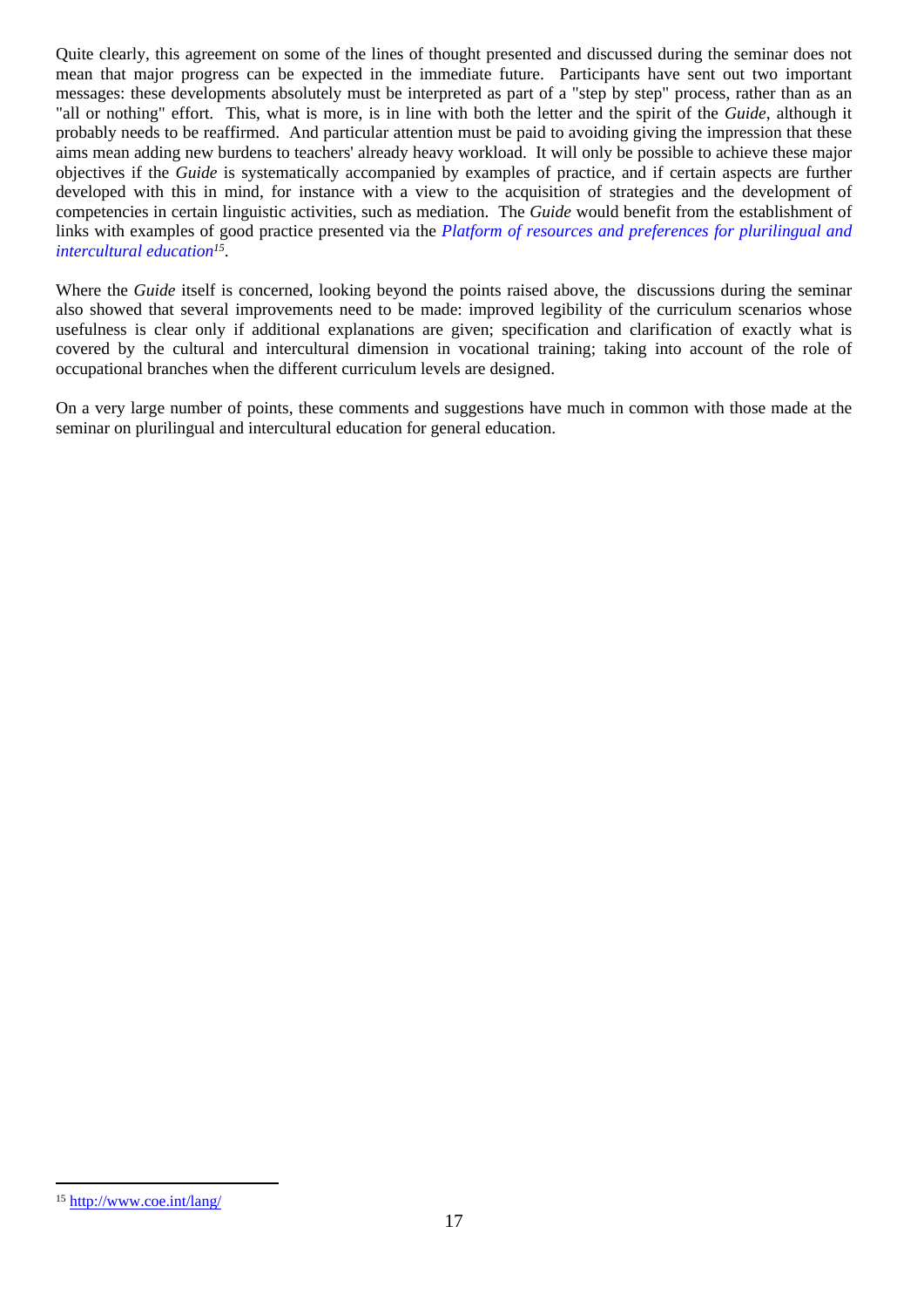Quite clearly, this agreement on some of the lines of thought presented and discussed during the seminar does not mean that major progress can be expected in the immediate future. Participants have sent out two important messages: these developments absolutely must be interpreted as part of a "step by step" process, rather than as an "all or nothing" effort. This, what is more, is in line with both the letter and the spirit of the *Guide*, although it probably needs to be reaffirmed. And particular attention must be paid to avoiding giving the impression that these aims mean adding new burdens to teachers' already heavy workload. It will only be possible to achieve these major objectives if the *Guide* is systematically accompanied by examples of practice, and if certain aspects are further developed with this in mind, for instance with a view to the acquisition of strategies and the development of competencies in certain linguistic activities, such as mediation. The *Guide* would benefit from the establishment of links with examples of good practice presented via the *Platform of resources and preferences for plurilingual and intercultural education*[15].

Where the *Guide* itself is concerned, looking beyond the points raised above, the discussions during the seminar also showed that several improvements need to be made: improved legibility of the curriculum scenarios whose usefulness is clear only if additional explanations are given; specification and clarification of exactly what is covered by the cultural and intercultural dimension in vocational training; taking into account of the role of occupational branches when the different curriculum levels are designed.

On a very large number of points, these comments and suggestions have much in common with those made at the seminar on plurilingual and intercultural education for general education.

[15] http://www.coe.int/lang/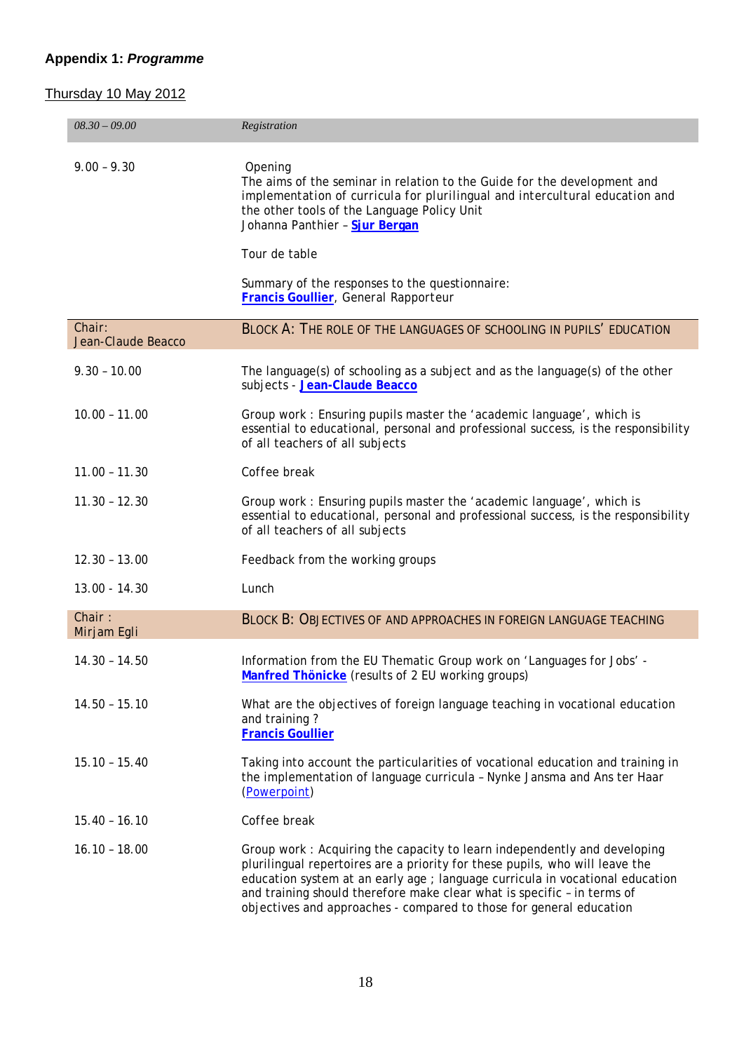## Appendix 1: *Programme*

Thursday 10 May 2012

| | |
|---|---|
| *08.30 – 09.00* | *Registration* |
| 9.00 – 9.30 | Opening<br>The aims of the seminar in relation to the Guide for the development and implementation of curricula for plurilingual and intercultural education and the other tools of the Language Policy Unit<br>Johanna Panthier – **Sjur Bergan**<br><br>Tour de table<br><br>Summary of the responses to the questionnaire:<br>**Francis Goullier**, General Rapporteur |
| Chair:<br>Jean-Claude Beacco | BLOCK A: THE ROLE OF THE LANGUAGES OF SCHOOLING IN PUPILS' EDUCATION |
| 9.30 – 10.00 | The language(s) of schooling as a subject and as the language(s) of the other subjects - **Jean-Claude Beacco** |
| 10.00 – 11.00 | Group work : Ensuring pupils master the 'academic language', which is essential to educational, personal and professional success, is the responsibility of all teachers of all subjects |
| 11.00 – 11.30 | Coffee break |
| 11.30 – 12.30 | Group work : Ensuring pupils master the 'academic language', which is essential to educational, personal and professional success, is the responsibility of all teachers of all subjects |
| 12.30 – 13.00 | Feedback from the working groups |
| 13.00 - 14.30 | Lunch |
| Chair :<br>Mirjam Egli | BLOCK B: OBJECTIVES OF AND APPROACHES IN FOREIGN LANGUAGE TEACHING |
| 14.30 – 14.50 | Information from the EU Thematic Group work on 'Languages for Jobs' - **Manfred Thönicke** (results of 2 EU working groups) |
| 14.50 – 15.10 | What are the objectives of foreign language teaching in vocational education and training ?<br>**Francis Goullier** |
| 15.10 – 15.40 | Taking into account the particularities of vocational education and training in the implementation of language curricula – Nynke Jansma and Ans ter Haar (Powerpoint) |
| 15.40 – 16.10 | Coffee break |
| 16.10 – 18.00 | Group work : Acquiring the capacity to learn independently and developing plurilingual repertoires are a priority for these pupils, who will leave the education system at an early age ; language curricula in vocational education and training should therefore make clear what is specific – in terms of objectives and approaches - compared to those for general education |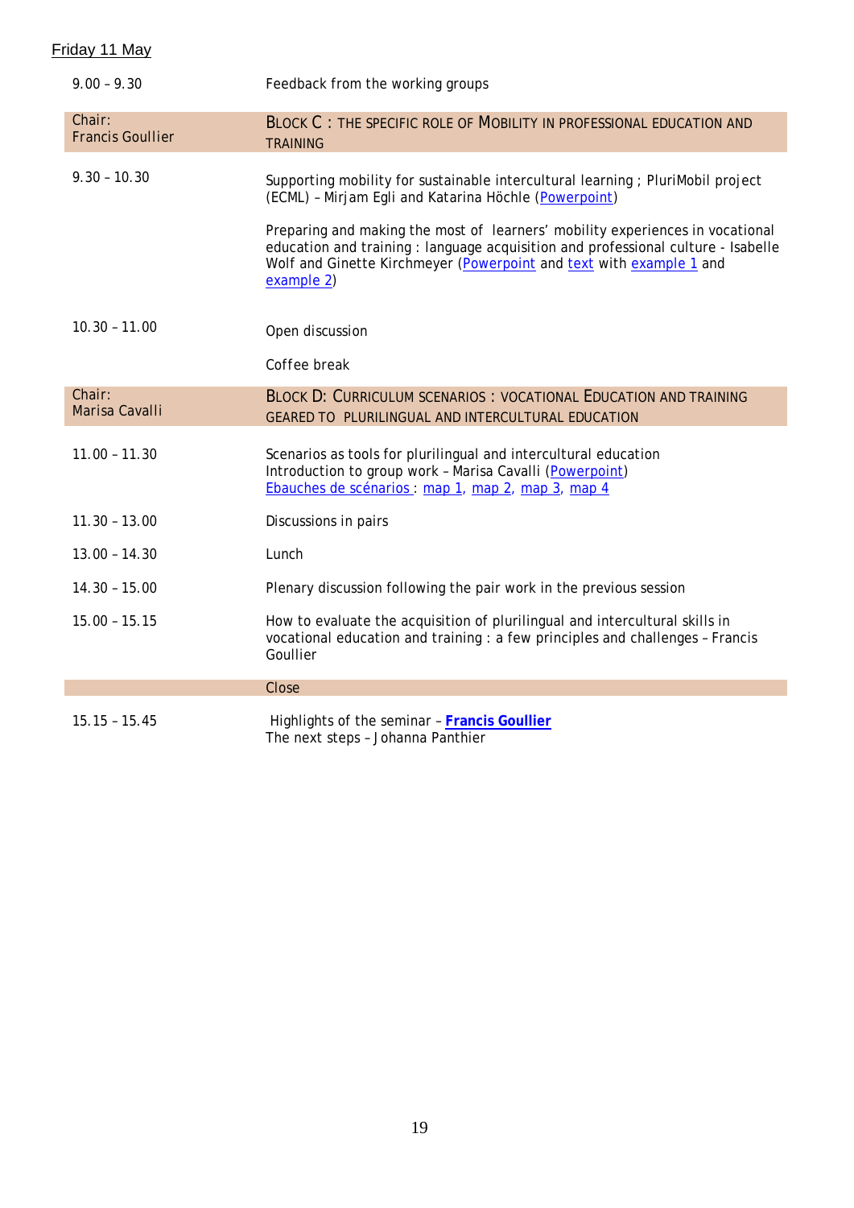Friday 11 May

| | |
|---|---|
| 9.00 – 9.30 | Feedback from the working groups |
| Chair: Francis Goullier | BLOCK C : THE SPECIFIC ROLE OF MOBILITY IN PROFESSIONAL EDUCATION AND TRAINING |
| 9.30 – 10.30 | Supporting mobility for sustainable intercultural learning ; PluriMobil project (ECML) – Mirjam Egli and Katarina Höchle (Powerpoint)<br><br>Preparing and making the most of learners' mobility experiences in vocational education and training : language acquisition and professional culture - Isabelle Wolf and Ginette Kirchmeyer (Powerpoint and text with example 1 and example 2) |
| 10.30 – 11.00 | Open discussion<br><br>Coffee break |
| Chair: Marisa Cavalli | BLOCK D: CURRICULUM SCENARIOS : VOCATIONAL EDUCATION AND TRAINING GEARED TO PLURILINGUAL AND INTERCULTURAL EDUCATION |
| 11.00 – 11.30 | Scenarios as tools for plurilingual and intercultural education<br>Introduction to group work – Marisa Cavalli (Powerpoint)<br>Ebauches de scénarios : map 1, map 2, map 3, map 4 |
| 11.30 – 13.00 | Discussions in pairs |
| 13.00 – 14.30 | Lunch |
| 14.30 – 15.00 | Plenary discussion following the pair work in the previous session |
| 15.00 – 15.15 | How to evaluate the acquisition of plurilingual and intercultural skills in vocational education and training : a few principles and challenges – Francis Goullier |
| | Close |
| 15.15 – 15.45 | Highlights of the seminar – **Francis Goullier**<br>The next steps – Johanna Panthier |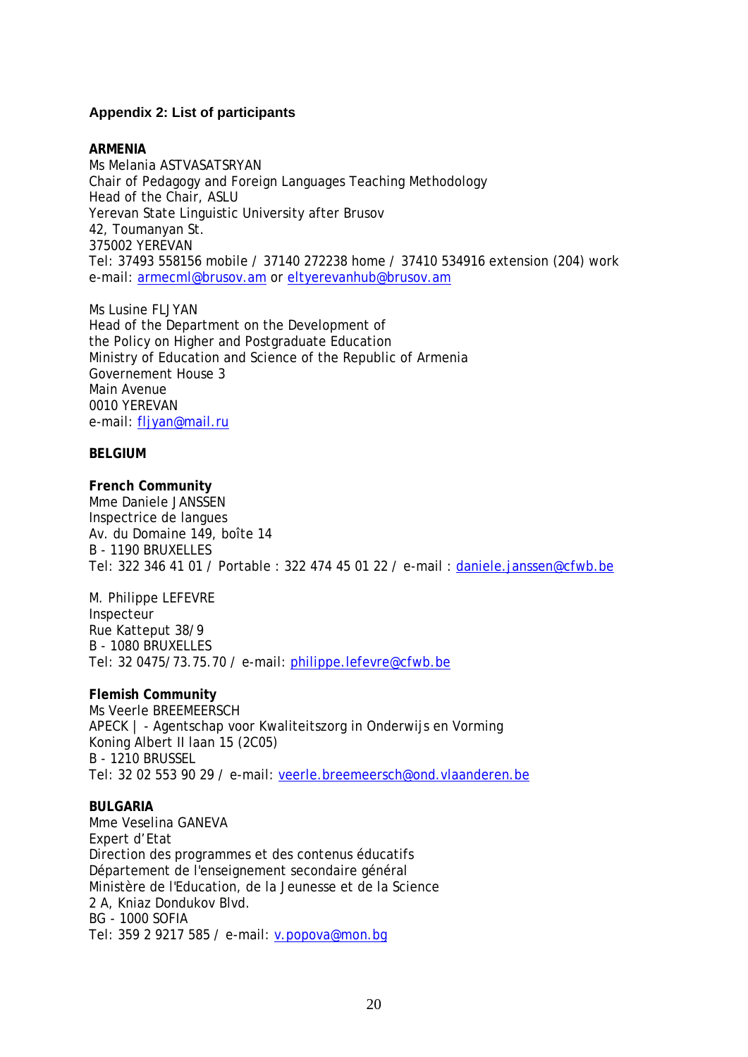### Appendix 2: List of participants

**ARMENIA**
Ms Melania ASTVASATSRYAN
Chair of Pedagogy and Foreign Languages Teaching Methodology
Head of the Chair, ASLU
Yerevan State Linguistic University after Brusov
42, Toumanyan St.
375002 YEREVAN
Tel: 37493 558156 mobile / 37140 272238 home / 37410 534916 extension (204) work
e-mail: armecml@brusov.am or eltyerevanhub@brusov.am

Ms Lusine FLJYAN
Head of the Department on the Development of
the Policy on Higher and Postgraduate Education
Ministry of Education and Science of the Republic of Armenia
Governement House 3
Main Avenue
0010 YEREVAN
e-mail: fljyan@mail.ru

**BELGIUM**

**French Community**
Mme Daniele JANSSEN
Inspectrice de langues
Av. du Domaine 149, boîte 14
B - 1190 BRUXELLES
Tel: 322 346 41 01 / Portable : 322 474 45 01 22 / e-mail : daniele.janssen@cfwb.be

M. Philippe LEFEVRE
Inspecteur
Rue Katteput 38/9
B - 1080 BRUXELLES
Tel: 32 0475/73.75.70 / e-mail: philippe.lefevre@cfwb.be

**Flemish Community**
Ms Veerle BREEMEERSCH
APECK | - Agentschap voor Kwaliteitszorg in Onderwijs en Vorming
Koning Albert II laan 15 (2C05)
B - 1210 BRUSSEL
Tel: 32 02 553 90 29 / e-mail: veerle.breemeersch@ond.vlaanderen.be

**BULGARIA**
Mme Veselina GANEVA
Expert d'Etat
Direction des programmes et des contenus éducatifs
Département de l'enseignement secondaire général
Ministère de l'Education, de la Jeunesse et de la Science
2 A, Kniaz Dondukov Blvd.
BG - 1000 SOFIA
Tel: 359 2 9217 585 / e-mail: v.popova@mon.bg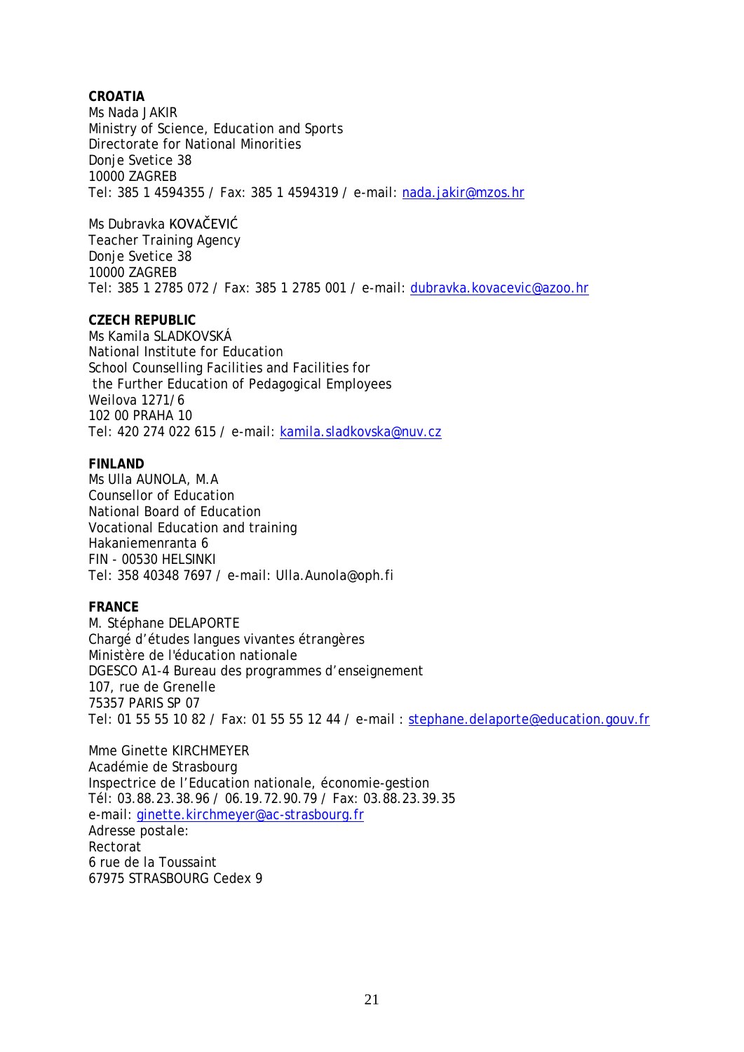**CROATIA**
Ms Nada JAKIR
Ministry of Science, Education and Sports
Directorate for National Minorities
Donje Svetice 38
10000 ZAGREB
Tel: 385 1 4594355 / Fax: 385 1 4594319 / e-mail: nada.jakir@mzos.hr

Ms Dubravka KOVAČEVIĆ
Teacher Training Agency
Donje Svetice 38
10000 ZAGREB
Tel: 385 1 2785 072 / Fax: 385 1 2785 001 / e-mail: dubravka.kovacevic@azoo.hr

**CZECH REPUBLIC**
Ms Kamila SLADKOVSKÁ
National Institute for Education
School Counselling Facilities and Facilities for
the Further Education of Pedagogical Employees
Weilova 1271/6
102 00 PRAHA 10
Tel: 420 274 022 615 / e-mail: kamila.sladkovska@nuv.cz

**FINLAND**
Ms Ulla AUNOLA, M.A
Counsellor of Education
National Board of Education
Vocational Education and training
Hakaniemenranta 6
FIN - 00530 HELSINKI
Tel: 358 40348 7697 / e-mail: Ulla.Aunola@oph.fi

**FRANCE**
M. Stéphane DELAPORTE
Chargé d'études langues vivantes étrangères
Ministère de l'éducation nationale
DGESCO A1-4 Bureau des programmes d'enseignement
107, rue de Grenelle
75357 PARIS SP 07
Tel: 01 55 55 10 82 / Fax: 01 55 55 12 44 / e-mail : stephane.delaporte@education.gouv.fr

Mme Ginette KIRCHMEYER
Académie de Strasbourg
Inspectrice de l'Education nationale, économie-gestion
Tél: 03.88.23.38.96 / 06.19.72.90.79 / Fax: 03.88.23.39.35
e-mail: ginette.kirchmeyer@ac-strasbourg.fr
Adresse postale:
Rectorat
6 rue de la Toussaint
67975 STRASBOURG Cedex 9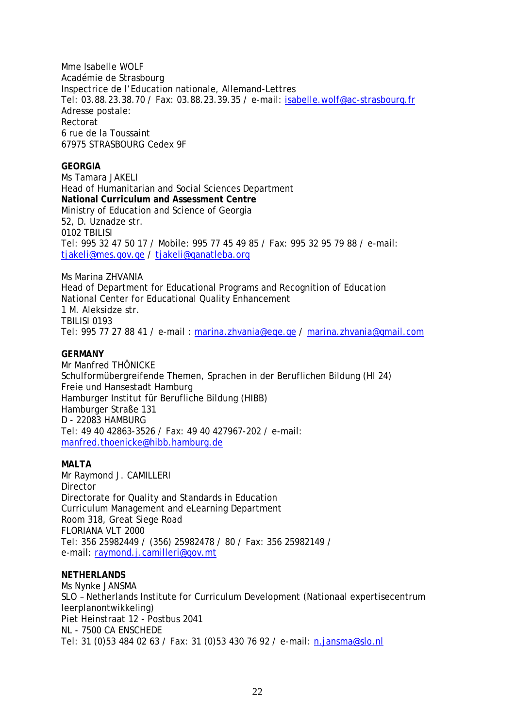Mme Isabelle WOLF
Académie de Strasbourg
Inspectrice de l'Education nationale, Allemand-Lettres
Tel: 03.88.23.38.70 / Fax: 03.88.23.39.35 / e-mail: isabelle.wolf@ac-strasbourg.fr
Adresse postale:
Rectorat
6 rue de la Toussaint
67975 STRASBOURG Cedex 9F

**GEORGIA**
Ms Tamara JAKELI
Head of Humanitarian and Social Sciences Department
**National Curriculum and Assessment Centre**
Ministry of Education and Science of Georgia
52, D. Uznadze str.
0102 TBILISI
Tel: 995 32 47 50 17 / Mobile: 995 77 45 49 85 / Fax: 995 32 95 79 88 / e-mail: tjakeli@mes.gov.ge / tjakeli@ganatleba.org

Ms Marina ZHVANIA
Head of Department for Educational Programs and Recognition of Education
National Center for Educational Quality Enhancement
1 M. Aleksidze str.
TBILISI 0193
Tel: 995 77 27 88 41 / e-mail : marina.zhvania@eqe.ge / marina.zhvania@gmail.com

**GERMANY**
Mr Manfred THÖNICKE
Schulformübergreifende Themen, Sprachen in der Beruflichen Bildung (HI 24)
Freie und Hansestadt Hamburg
Hamburger Institut für Berufliche Bildung (HIBB)
Hamburger Straße 131
D - 22083 HAMBURG
Tel: 49 40 42863-3526 / Fax: 49 40 427967-202 / e-mail: manfred.thoenicke@hibb.hamburg.de

**MALTA**
Mr Raymond J. CAMILLERI
Director
Directorate for Quality and Standards in Education
Curriculum Management and eLearning Department
Room 318, Great Siege Road
FLORIANA VLT 2000
Tel: 356 25982449 / (356) 25982478 / 80 / Fax: 356 25982149 /
e-mail: raymond.j.camilleri@gov.mt

**NETHERLANDS**
Ms Nynke JANSMA
SLO – Netherlands Institute for Curriculum Development (Nationaal expertisecentrum leerplanontwikkeling)
Piet Heinstraat 12 - Postbus 2041
NL - 7500 CA ENSCHEDE
Tel: 31 (0)53 484 02 63 / Fax: 31 (0)53 430 76 92 / e-mail: n.jansma@slo.nl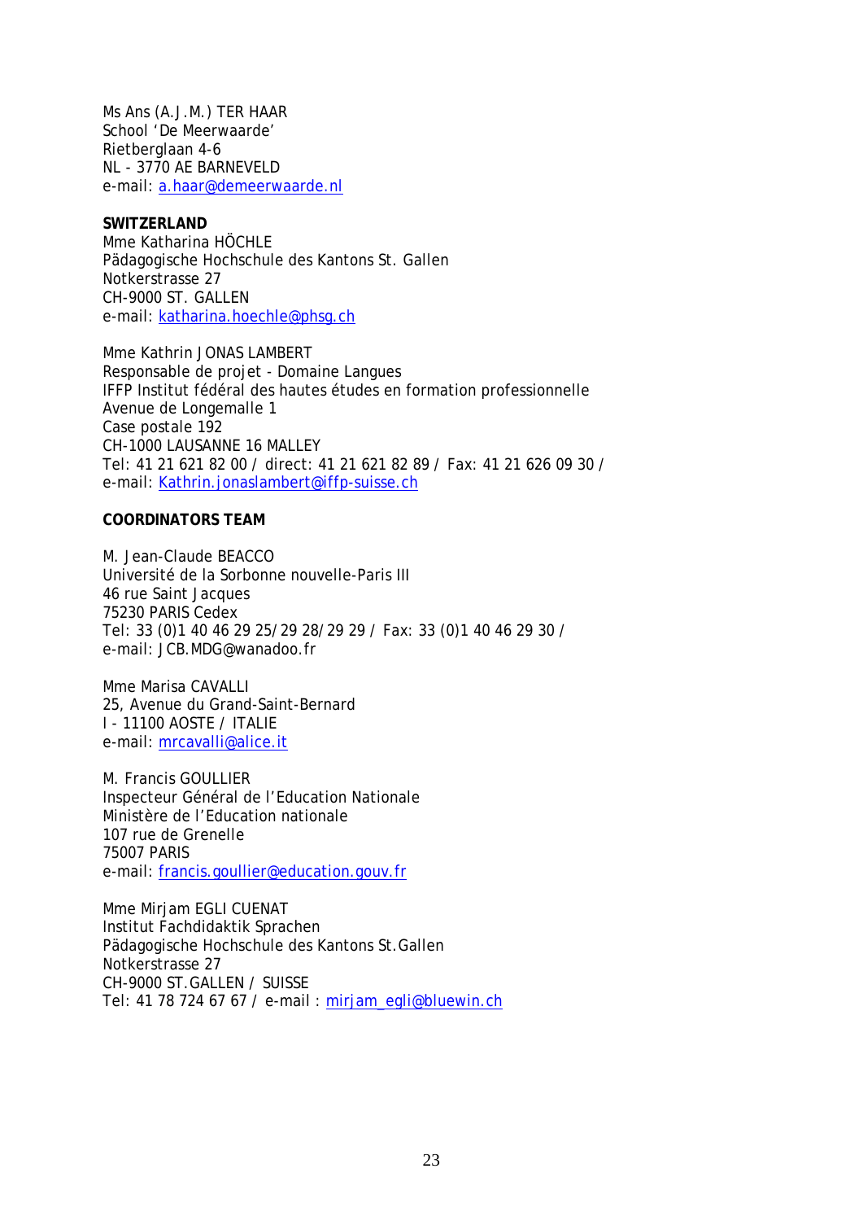Ms Ans (A.J.M.) TER HAAR
School 'De Meerwaarde'
Rietberglaan 4-6
NL - 3770 AE BARNEVELD
e-mail: a.haar@demeerwaarde.nl

**SWITZERLAND**

Mme Katharina HÖCHLE
Pädagogische Hochschule des Kantons St. Gallen
Notkerstrasse 27
CH-9000 ST. GALLEN
e-mail: katharina.hoechle@phsg.ch

Mme Kathrin JONAS LAMBERT
Responsable de projet - Domaine Langues
IFFP Institut fédéral des hautes études en formation professionnelle
Avenue de Longemalle 1
Case postale 192
CH-1000 LAUSANNE 16 MALLEY
Tel: 41 21 621 82 00 / direct: 41 21 621 82 89 / Fax: 41 21 626 09 30 /
e-mail: Kathrin.jonaslambert@iffp-suisse.ch

**COORDINATORS TEAM**

M. Jean-Claude BEACCO
Université de la Sorbonne nouvelle-Paris III
46 rue Saint Jacques
75230 PARIS Cedex
Tel: 33 (0)1 40 46 29 25/29 28/29 29 / Fax: 33 (0)1 40 46 29 30 /
e-mail: JCB.MDG@wanadoo.fr

Mme Marisa CAVALLI
25, Avenue du Grand-Saint-Bernard
I - 11100 AOSTE / ITALIE
e-mail: mrcavalli@alice.it

M. Francis GOULLIER
Inspecteur Général de l'Education Nationale
Ministère de l'Education nationale
107 rue de Grenelle
75007 PARIS
e-mail: francis.goullier@education.gouv.fr

Mme Mirjam EGLI CUENAT
Institut Fachdidaktik Sprachen
Pädagogische Hochschule des Kantons St.Gallen
Notkerstrasse 27
CH-9000 ST.GALLEN / SUISSE
Tel: 41 78 724 67 67 / e-mail : mirjam_egli@bluewin.ch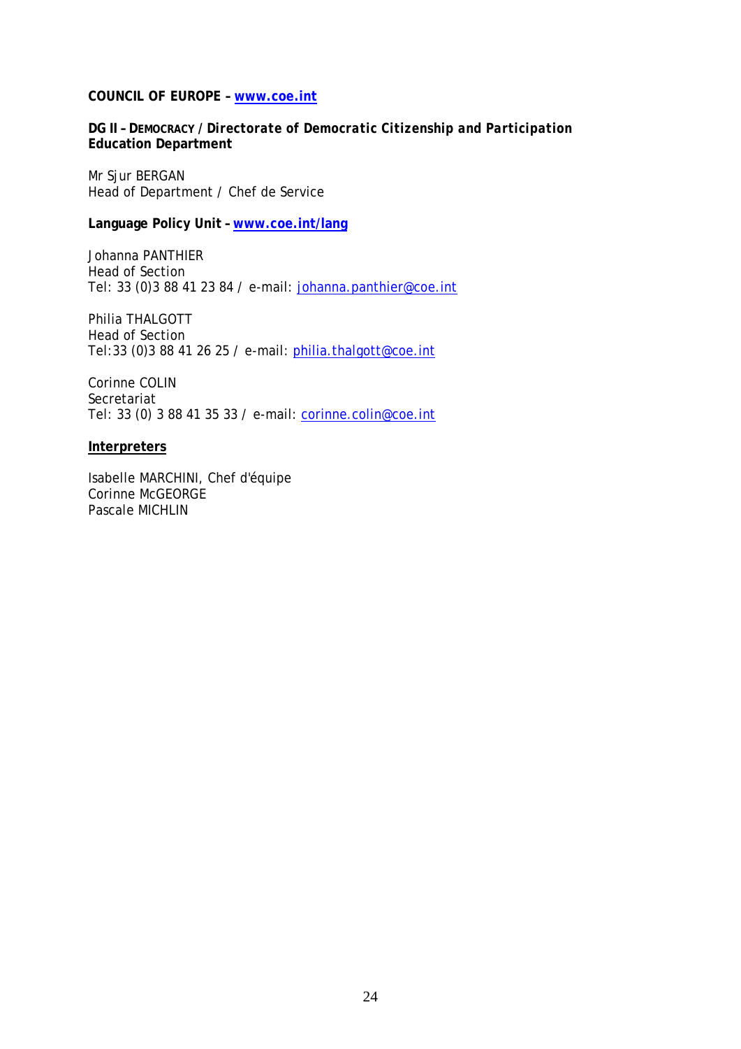**COUNCIL OF EUROPE – www.coe.int**

**DG II – DEMOCRACY / *Directorate of Democratic Citizenship and Participation***
**Education Department**

Mr Sjur BERGAN
Head of Department / Chef de Service

**Language Policy Unit – www.coe.int/lang**

Johanna PANTHIER
Head of Section
Tel: 33 (0)3 88 41 23 84 / e-mail: johanna.panthier@coe.int

Philia THALGOTT
Head of Section
Tel:33 (0)3 88 41 26 25 / e-mail: philia.thalgott@coe.int

Corinne COLIN
Secretariat
Tel: 33 (0) 3 88 41 35 33 / e-mail: corinne.colin@coe.int

**Interpreters**

Isabelle MARCHINI, Chef d'équipe
Corinne McGEORGE
Pascale MICHLIN